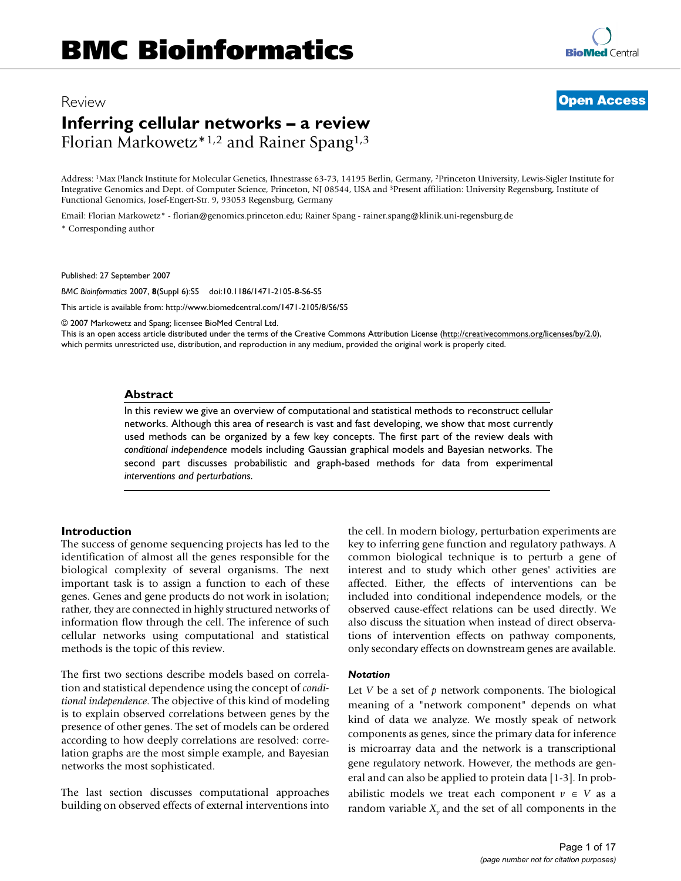# BMC Bioinformatics

Review

**Open Access**

# Inferring cellular networks – a review

Florian Markowetz*[1,2] and Rainer Spang[1,3]

Address: [1]Max Planck Institute for Molecular Genetics, Ihnestrasse 63-73, 14195 Berlin, Germany, [2]Princeton University, Lewis-Sigler Institute for Integrative Genomics and Dept. of Computer Science, Princeton, NJ 08544, USA and [3]Present affiliation: University Regensburg, Institute of Functional Genomics, Josef-Engert-Str. 9, 93053 Regensburg, Germany

Email: Florian Markowetz* - florian@genomics.princeton.edu; Rainer Spang - rainer.spang@klinik.uni-regensburg.de

\* Corresponding author

Published: 27 September 2007

*BMC Bioinformatics* 2007, **8**(Suppl 6):S5 doi:10.1186/1471-2105-8-S6-S5

This article is available from: http://www.biomedcentral.com/1471-2105/8/S6/S5

© 2007 Markowetz and Spang; licensee BioMed Central Ltd.

This is an open access article distributed under the terms of the Creative Commons Attribution License (http://creativecommons.org/licenses/by/2.0), which permits unrestricted use, distribution, and reproduction in any medium, provided the original work is properly cited.

## Abstract

In this review we give an overview of computational and statistical methods to reconstruct cellular networks. Although this area of research is vast and fast developing, we show that most currently used methods can be organized by a few key concepts. The first part of the review deals with *conditional independence* models including Gaussian graphical models and Bayesian networks. The second part discusses probabilistic and graph-based methods for data from experimental *interventions and perturbations*.

## Introduction

The success of genome sequencing projects has led to the identification of almost all the genes responsible for the biological complexity of several organisms. The next important task is to assign a function to each of these genes. Genes and gene products do not work in isolation; rather, they are connected in highly structured networks of information flow through the cell. The inference of such cellular networks using computational and statistical methods is the topic of this review.

The first two sections describe models based on correlation and statistical dependence using the concept of *conditional independence*. The objective of this kind of modeling is to explain observed correlations between genes by the presence of other genes. The set of models can be ordered according to how deeply correlations are resolved: correlation graphs are the most simple example, and Bayesian networks the most sophisticated.

The last section discusses computational approaches building on observed effects of external interventions into the cell. In modern biology, perturbation experiments are key to inferring gene function and regulatory pathways. A common biological technique is to perturb a gene of interest and to study which other genes' activities are affected. Either, the effects of interventions can be included into conditional independence models, or the observed cause-effect relations can be used directly. We also discuss the situation when instead of direct observations of intervention effects on pathway components, only secondary effects on downstream genes are available.

### *Notation*

Let $V$ be a set of $p$ network components. The biological meaning of a "network component" depends on what kind of data we analyze. We mostly speak of network components as genes, since the primary data for inference is microarray data and the network is a transcriptional gene regulatory network. However, the methods are general and can also be applied to protein data [1-3]. In probabilistic models we treat each component $v \in V$ as a random variable $X_v$ and the set of all components in the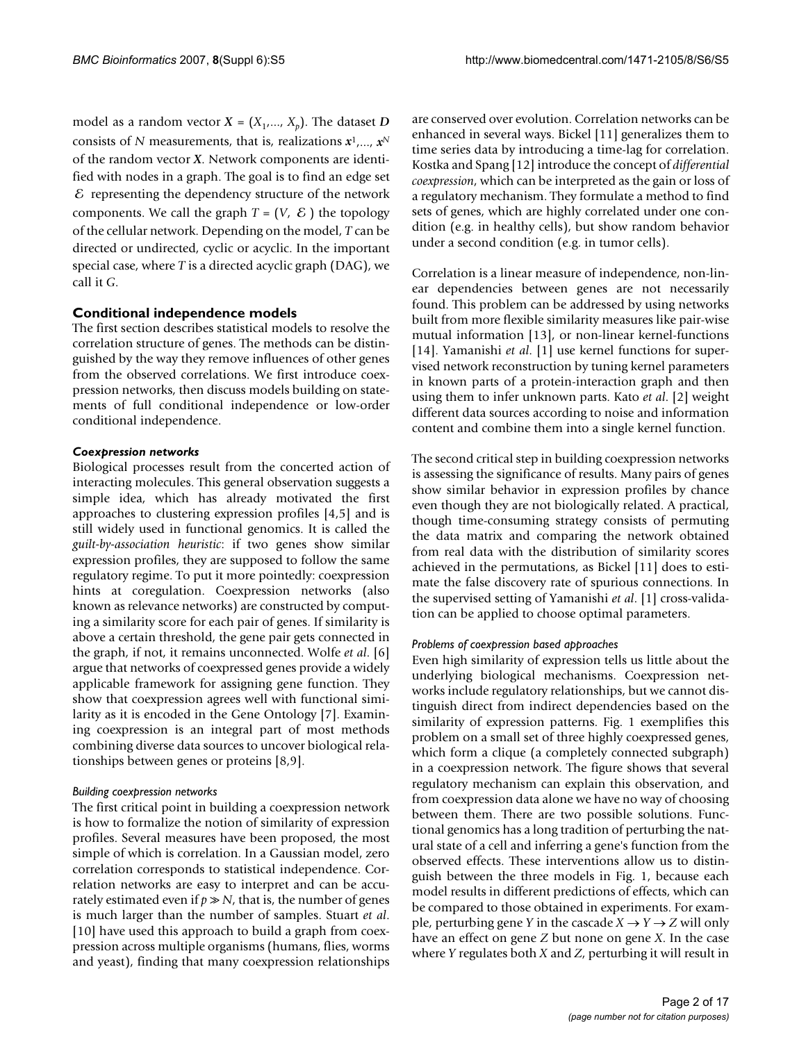model as a random vector $\boldsymbol{X} = (X_1, ..., X_p)$. The dataset $\boldsymbol{D}$ consists of $N$ measurements, that is, realizations $\boldsymbol{x}^1, ..., \boldsymbol{x}^N$ of the random vector $\boldsymbol{X}$. Network components are identified with nodes in a graph. The goal is to find an edge set $\mathcal{E}$ representing the dependency structure of the network components. We call the graph $T = (V, \mathcal{E})$ the topology of the cellular network. Depending on the model, $T$ can be directed or undirected, cyclic or acyclic. In the important special case, where $T$ is a directed acyclic graph (DAG), we call it $G$.

## Conditional independence models

The first section describes statistical models to resolve the correlation structure of genes. The methods can be distinguished by the way they remove influences of other genes from the observed correlations. We first introduce coexpression networks, then discuss models building on statements of full conditional independence or low-order conditional independence.

### *Coexpression networks*

Biological processes result from the concerted action of interacting molecules. This general observation suggests a simple idea, which has already motivated the first approaches to clustering expression profiles [4,5] and is still widely used in functional genomics. It is called the *guilt-by-association heuristic*: if two genes show similar expression profiles, they are supposed to follow the same regulatory regime. To put it more pointedly: coexpression hints at coregulation. Coexpression networks (also known as relevance networks) are constructed by computing a similarity score for each pair of genes. If similarity is above a certain threshold, the gene pair gets connected in the graph, if not, it remains unconnected. Wolfe *et al*. [6] argue that networks of coexpressed genes provide a widely applicable framework for assigning gene function. They show that coexpression agrees well with functional similarity as it is encoded in the Gene Ontology [7]. Examining coexpression is an integral part of most methods combining diverse data sources to uncover biological relationships between genes or proteins [8,9].

#### *Building coexpression networks*

The first critical point in building a coexpression network is how to formalize the notion of similarity of expression profiles. Several measures have been proposed, the most simple of which is correlation. In a Gaussian model, zero correlation corresponds to statistical independence. Correlation networks are easy to interpret and can be accurately estimated even if $p \gg N$, that is, the number of genes is much larger than the number of samples. Stuart *et al*. [10] have used this approach to build a graph from coexpression across multiple organisms (humans, flies, worms and yeast), finding that many coexpression relationships are conserved over evolution. Correlation networks can be enhanced in several ways. Bickel [11] generalizes them to time series data by introducing a time-lag for correlation. Kostka and Spang [12] introduce the concept of *differential coexpression*, which can be interpreted as the gain or loss of a regulatory mechanism. They formulate a method to find sets of genes, which are highly correlated under one condition (e.g. in healthy cells), but show random behavior under a second condition (e.g. in tumor cells).

Correlation is a linear measure of independence, non-linear dependencies between genes are not necessarily found. This problem can be addressed by using networks built from more flexible similarity measures like pair-wise mutual information [13], or non-linear kernel-functions [14]. Yamanishi *et al*. [1] use kernel functions for supervised network reconstruction by tuning kernel parameters in known parts of a protein-interaction graph and then using them to infer unknown parts. Kato *et al*. [2] weight different data sources according to noise and information content and combine them into a single kernel function.

The second critical step in building coexpression networks is assessing the significance of results. Many pairs of genes show similar behavior in expression profiles by chance even though they are not biologically related. A practical, though time-consuming strategy consists of permuting the data matrix and comparing the network obtained from real data with the distribution of similarity scores achieved in the permutations, as Bickel [11] does to estimate the false discovery rate of spurious connections. In the supervised setting of Yamanishi *et al*. [1] cross-validation can be applied to choose optimal parameters.

#### *Problems of coexpression based approaches*

Even high similarity of expression tells us little about the underlying biological mechanisms. Coexpression networks include regulatory relationships, but we cannot distinguish direct from indirect dependencies based on the similarity of expression patterns. Fig. 1 exemplifies this problem on a small set of three highly coexpressed genes, which form a clique (a completely connected subgraph) in a coexpression network. The figure shows that several regulatory mechanism can explain this observation, and from coexpression data alone we have no way of choosing between them. There are two possible solutions. Functional genomics has a long tradition of perturbing the natural state of a cell and inferring a gene's function from the observed effects. These interventions allow us to distinguish between the three models in Fig. 1, because each model results in different predictions of effects, which can be compared to those obtained in experiments. For example, perturbing gene $Y$ in the cascade $X \rightarrow Y \rightarrow Z$ will only have an effect on gene $Z$ but none on gene $X$. In the case where $Y$ regulates both $X$ and $Z$, perturbing it will result in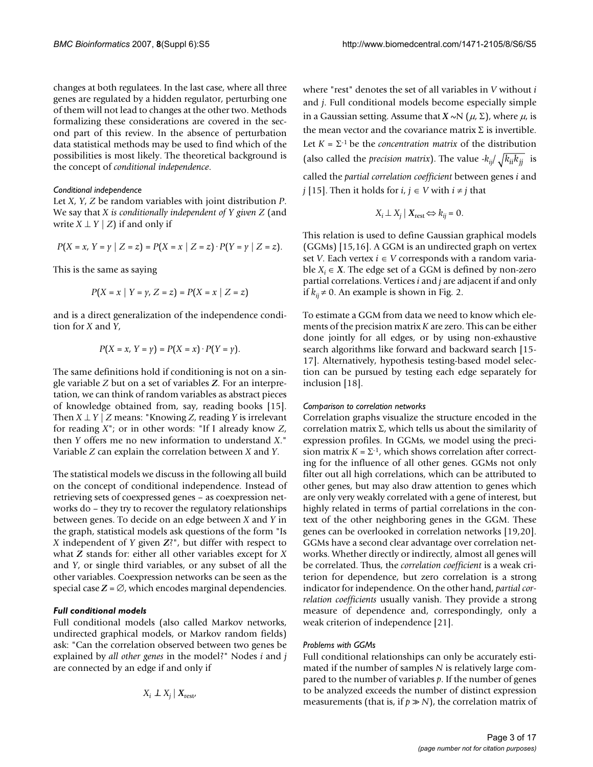changes at both regulatees. In the last case, where all three genes are regulated by a hidden regulator, perturbing one of them will not lead to changes at the other two. Methods formalizing these considerations are covered in the second part of this review. In the absence of perturbation data statistical methods may be used to find which of the possibilities is most likely. The theoretical background is the concept of *conditional independence*.

#### *Conditional independence*

Let $X$, $Y$, $Z$ be random variables with joint distribution $P$. We say that $X$ *is conditionally independent of* $Y$ *given* $Z$ (and write $X \perp Y \mid Z$) if and only if

$$P(X = x, Y = y \mid Z = z) = P(X = x \mid Z = z) \cdot P(Y = y \mid Z = z).$$

This is the same as saying

$$P(X = x \mid Y = y, Z = z) = P(X = x \mid Z = z)$$

and is a direct generalization of the independence condition for $X$ and $Y$,

$$P(X = x, Y = y) = P(X = x) \cdot P(Y = y).$$

The same definitions hold if conditioning is not on a single variable $Z$ but on a set of variables $\boldsymbol{Z}$. For an interpretation, we can think of random variables as abstract pieces of knowledge obtained from, say, reading books [15]. Then $X \perp Y \mid Z$ means: "Knowing $Z$, reading $Y$ is irrelevant for reading $X$"; or in other words: "If I already know $Z$, then $Y$ offers me no new information to understand $X$." Variable $Z$ can explain the correlation between $X$ and $Y$.

The statistical models we discuss in the following all build on the concept of conditional independence. Instead of retrieving sets of coexpressed genes – as coexpression networks do – they try to recover the regulatory relationships between genes. To decide on an edge between $X$ and $Y$ in the graph, statistical models ask questions of the form "Is $X$ independent of $Y$ given $\boldsymbol{Z}$?", but differ with respect to what $\boldsymbol{Z}$ stands for: either all other variables except for $X$ and $Y$, or single third variables, or any subset of all the other variables. Coexpression networks can be seen as the special case $\boldsymbol{Z} = \emptyset$, which encodes marginal dependencies.

### *Full conditional models*

Full conditional models (also called Markov networks, undirected graphical models, or Markov random fields) ask: "Can the correlation observed between two genes be explained by *all other genes* in the model?" Nodes $i$ and $j$ are connected by an edge if and only if

$$X_i \not\perp X_j \mid \boldsymbol{X}_{\text{rest}},$$

where "rest" denotes the set of all variables in $V$ without $i$ and $j$. Full conditional models become especially simple in a Gaussian setting. Assume that $\boldsymbol{X} \sim N(\mu, \Sigma)$, where $\mu$, is the mean vector and the covariance matrix $\Sigma$ is invertible. Let $K = \Sigma^{-1}$ be the *concentration matrix* of the distribution (also called the *precision matrix*). The value $-k_{ij}/\sqrt{k_{ii}k_{jj}}$ is called the *partial correlation coefficient* between genes $i$ and $j$ [15]. Then it holds for $i, j \in V$ with $i \neq j$ that

$$X_i \perp X_j \mid \boldsymbol{X}_{\text{rest}} \Leftrightarrow k_{ij} = 0.$$

This relation is used to define Gaussian graphical models (GGMs) [15,16]. A GGM is an undirected graph on vertex set $V$. Each vertex $i \in V$ corresponds with a random variable $X_i \in \boldsymbol{X}$. The edge set of a GGM is defined by non-zero partial correlations. Vertices $i$ and $j$ are adjacent if and only if $k_{ij} \neq 0$. An example is shown in Fig. 2.

To estimate a GGM from data we need to know which elements of the precision matrix $K$ are zero. This can be either done jointly for all edges, or by using non-exhaustive search algorithms like forward and backward search [15-17]. Alternatively, hypothesis testing-based model selection can be pursued by testing each edge separately for inclusion [18].

#### *Comparison to correlation networks*

Correlation graphs visualize the structure encoded in the correlation matrix $\Sigma$, which tells us about the similarity of expression profiles. In GGMs, we model using the precision matrix $K = \Sigma^{-1}$, which shows correlation after correcting for the influence of all other genes. GGMs not only filter out all high correlations, which can be attributed to other genes, but may also draw attention to genes which are only very weakly correlated with a gene of interest, but highly related in terms of partial correlations in the context of the other neighboring genes in the GGM. These genes can be overlooked in correlation networks [19,20]. GGMs have a second clear advantage over correlation networks. Whether directly or indirectly, almost all genes will be correlated. Thus, the *correlation coefficient* is a weak criterion for dependence, but zero correlation is a strong indicator for independence. On the other hand, *partial correlation coefficients* usually vanish. They provide a strong measure of dependence and, correspondingly, only a weak criterion of independence [21].

#### *Problems with GGMs*

Full conditional relationships can only be accurately estimated if the number of samples $N$ is relatively large compared to the number of variables $p$. If the number of genes to be analyzed exceeds the number of distinct expression measurements (that is, if $p \gg N$), the correlation matrix of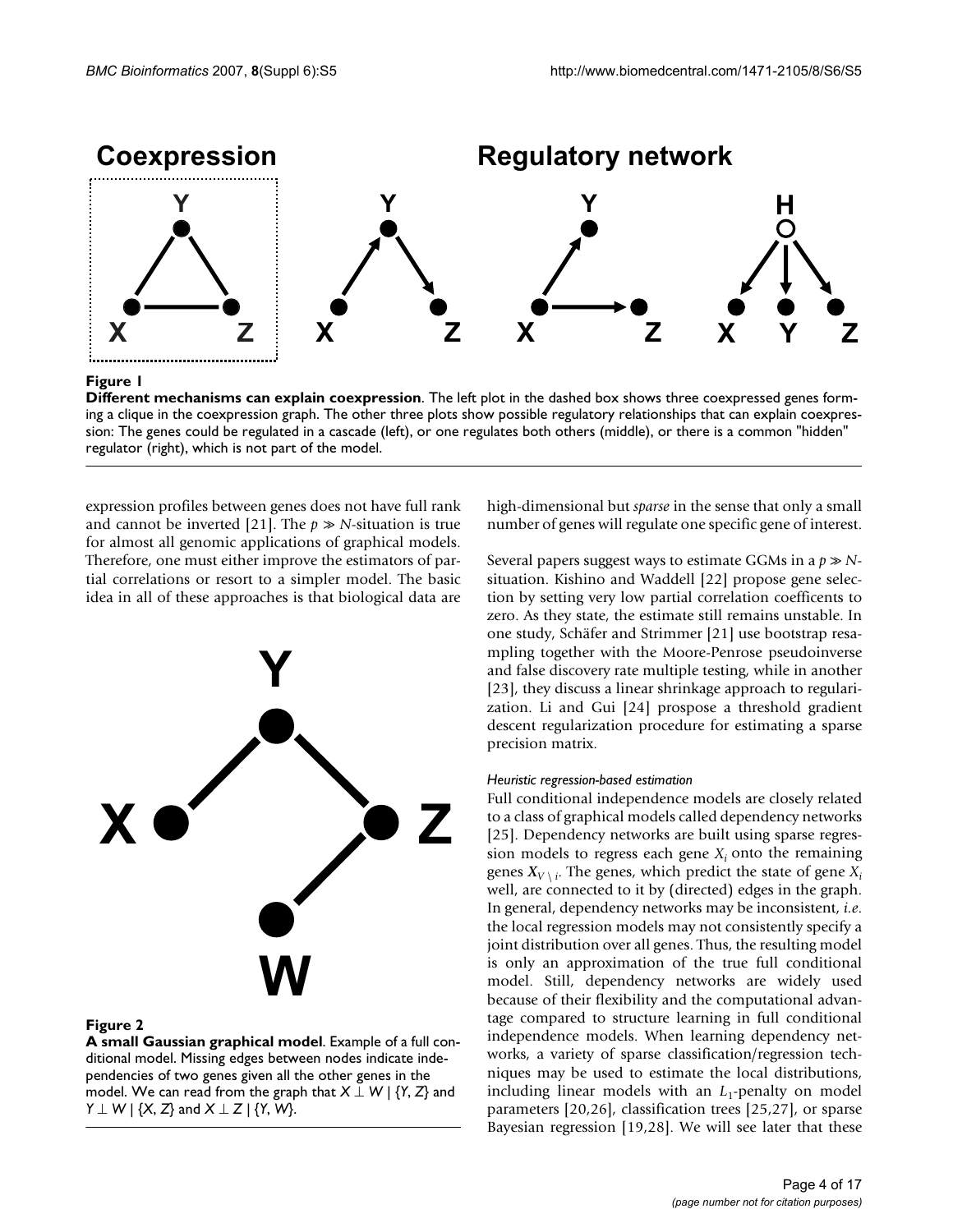**Figure 1**

**Different mechanisms can explain coexpression**. The left plot in the dashed box shows three coexpressed genes forming a clique in the coexpression graph. The other three plots show possible regulatory relationships that can explain coexpression: The genes could be regulated in a cascade (left), or one regulates both others (middle), or there is a common "hidden" regulator (right), which is not part of the model.

expression profiles between genes does not have full rank and cannot be inverted [21]. The $p \gg N$-situation is true for almost all genomic applications of graphical models. Therefore, one must either improve the estimators of partial correlations or resort to a simpler model. The basic idea in all of these approaches is that biological data are high-dimensional but *sparse* in the sense that only a small number of genes will regulate one specific gene of interest.

Several papers suggest ways to estimate GGMs in a $p \gg N$-situation. Kishino and Waddell [22] propose gene selection by setting very low partial correlation coefficents to zero. As they state, the estimate still remains unstable. In one study, Schäfer and Strimmer [21] use bootstrap resampling together with the Moore-Penrose pseudoinverse and false discovery rate multiple testing, while in another [23], they discuss a linear shrinkage approach to regularization. Li and Gui [24] prospose a threshold gradient descent regularization procedure for estimating a sparse precision matrix.

**Figure 2**

**A small Gaussian graphical model**. Example of a full conditional model. Missing edges between nodes indicate independencies of two genes given all the other genes in the model. We can read from the graph that $X \perp W \mid \{Y, Z\}$ and $Y \perp W \mid \{X, Z\}$ and $X \perp Z \mid \{Y, W\}$.

#### *Heuristic regression-based estimation*

Full conditional independence models are closely related to a class of graphical models called dependency networks [25]. Dependency networks are built using sparse regression models to regress each gene $X_i$ onto the remaining genes $X_{V \setminus i}$. The genes, which predict the state of gene $X_i$ well, are connected to it by (directed) edges in the graph. In general, dependency networks may be inconsistent, *i.e.* the local regression models may not consistently specify a joint distribution over all genes. Thus, the resulting model is only an approximation of the true full conditional model. Still, dependency networks are widely used because of their flexibility and the computational advantage compared to structure learning in full conditional independence models. When learning dependency networks, a variety of sparse classification/regression techniques may be used to estimate the local distributions, including linear models with an $L_1$-penalty on model parameters [20,26], classification trees [25,27], or sparse Bayesian regression [19,28]. We will see later that these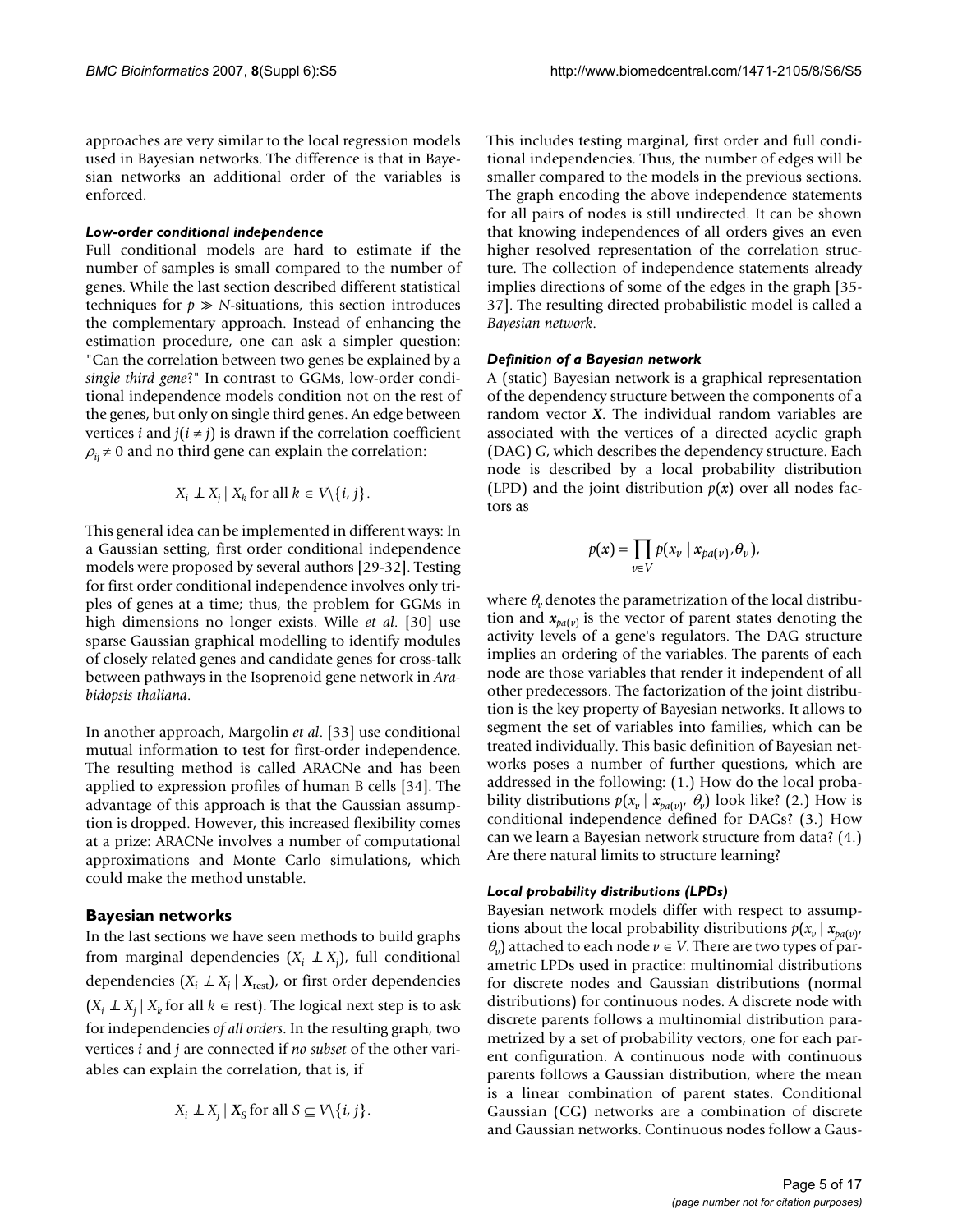approaches are very similar to the local regression models used in Bayesian networks. The difference is that in Bayesian networks an additional order of the variables is enforced.

#### *Low-order conditional independence*

Full conditional models are hard to estimate if the number of samples is small compared to the number of genes. While the last section described different statistical techniques for $p \gg N$-situations, this section introduces the complementary approach. Instead of enhancing the estimation procedure, one can ask a simpler question: "Can the correlation between two genes be explained by a *single third gene*?" In contrast to GGMs, low-order conditional independence models condition not on the rest of the genes, but only on single third genes. An edge between vertices $i$ and $j (i \neq j)$ is drawn if the correlation coefficient $\rho_{ij} \neq 0$ and no third gene can explain the correlation:

$$X_i \perp X_j \mid X_k \text{ for all } k \in V \backslash \{i, j\}.$$

This general idea can be implemented in different ways: In a Gaussian setting, first order conditional independence models were proposed by several authors [29-32]. Testing for first order conditional independence involves only triples of genes at a time; thus, the problem for GGMs in high dimensions no longer exists. Wille *et al*. [30] use sparse Gaussian graphical modelling to identify modules of closely related genes and candidate genes for cross-talk between pathways in the Isoprenoid gene network in *Arabidopsis thaliana*.

In another approach, Margolin *et al*. [33] use conditional mutual information to test for first-order independence. The resulting method is called ARACNe and has been applied to expression profiles of human B cells [34]. The advantage of this approach is that the Gaussian assumption is dropped. However, this increased flexibility comes at a prize: ARACNe involves a number of computational approximations and Monte Carlo simulations, which could make the method unstable.

## Bayesian networks

In the last sections we have seen methods to build graphs from marginal dependencies ($X_i \perp X_j$), full conditional dependencies ($X_i \perp X_j \mid \boldsymbol{X}_{\text{rest}}$), or first order dependencies ($X_i \perp X_j \mid X_k$ for all $k \in$ rest). The logical next step is to ask for independencies *of all orders*. In the resulting graph, two vertices $i$ and $j$ are connected if *no subset* of the other variables can explain the correlation, that is, if

$$X_i \perp X_j \mid \boldsymbol{X}_S \text{ for all } S \subseteq V \backslash \{i, j\}.$$

This includes testing marginal, first order and full conditional independencies. Thus, the number of edges will be smaller compared to the models in the previous sections. The graph encoding the above independence statements for all pairs of nodes is still undirected. It can be shown that knowing independences of all orders gives an even higher resolved representation of the correlation structure. The collection of independence statements already implies directions of some of the edges in the graph [35-37]. The resulting directed probabilistic model is called a *Bayesian network*.

#### *Definition of a Bayesian network*

A (static) Bayesian network is a graphical representation of the dependency structure between the components of a random vector $\boldsymbol{X}$. The individual random variables are associated with the vertices of a directed acyclic graph (DAG) $G$, which describes the dependency structure. Each node is described by a local probability distribution (LPD) and the joint distribution $p(\boldsymbol{x})$ over all nodes factors as

$$p(\boldsymbol{x}) = \prod_{v \in V} p(x_v \mid \boldsymbol{x}_{pa(v)}, \theta_v),$$

where $\theta_v$ denotes the parametrization of the local distribution and $\boldsymbol{x}_{pa(v)}$ is the vector of parent states denoting the activity levels of a gene's regulators. The DAG structure implies an ordering of the variables. The parents of each node are those variables that render it independent of all other predecessors. The factorization of the joint distribution is the key property of Bayesian networks. It allows to segment the set of variables into families, which can be treated individually. This basic definition of Bayesian networks poses a number of further questions, which are addressed in the following: (1.) How do the local probability distributions $p(x_v \mid \boldsymbol{x}_{pa(v)}, \theta_v)$ look like? (2.) How is conditional independence defined for DAGs? (3.) How can we learn a Bayesian network structure from data? (4.) Are there natural limits to structure learning?

#### *Local probability distributions (LPDs)*

Bayesian network models differ with respect to assumptions about the local probability distributions $p(x_v \mid \boldsymbol{x}_{pa(v)}, \theta_v)$ attached to each node $v \in V$. There are two types of parametric LPDs used in practice: multinomial distributions for discrete nodes and Gaussian distributions (normal distributions) for continuous nodes. A discrete node with discrete parents follows a multinomial distribution parametrized by a set of probability vectors, one for each parent configuration. A continuous node with continuous parents follows a Gaussian distribution, where the mean is a linear combination of parent states. Conditional Gaussian (CG) networks are a combination of discrete and Gaussian networks. Continuous nodes follow a Gaus-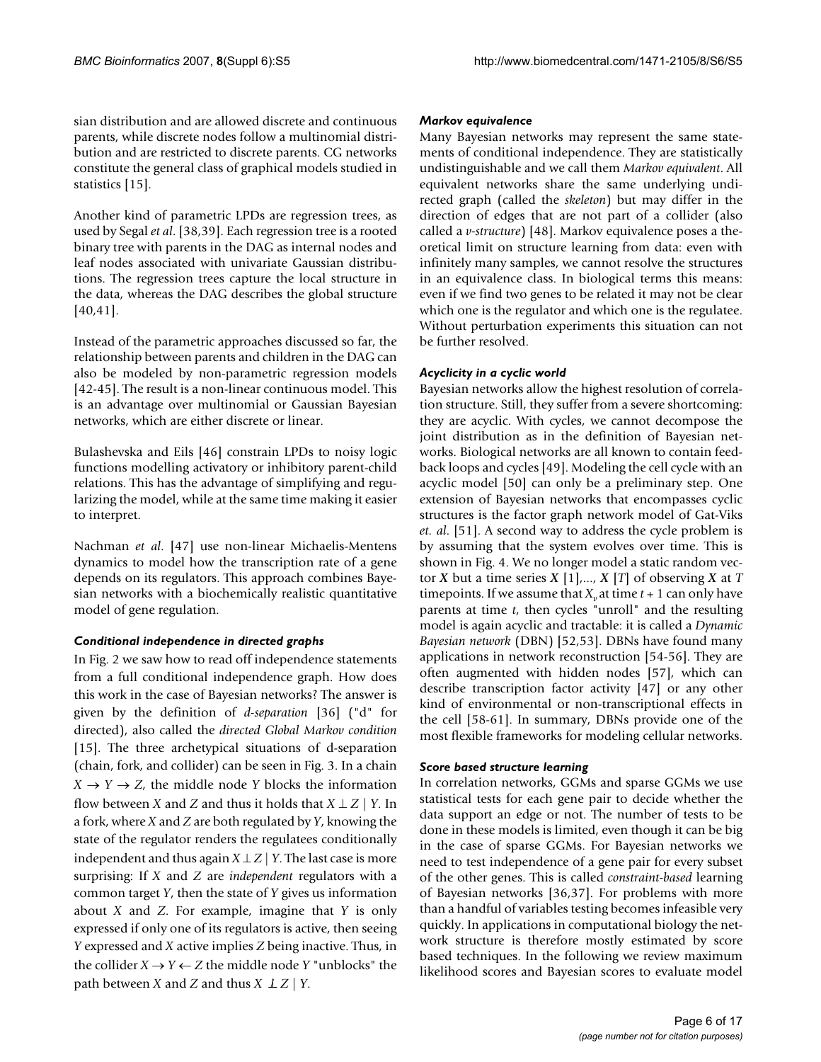sian distribution and are allowed discrete and continuous parents, while discrete nodes follow a multinomial distribution and are restricted to discrete parents. CG networks constitute the general class of graphical models studied in statistics [15].

Another kind of parametric LPDs are regression trees, as used by Segal *et al*. [38,39]. Each regression tree is a rooted binary tree with parents in the DAG as internal nodes and leaf nodes associated with univariate Gaussian distributions. The regression trees capture the local structure in the data, whereas the DAG describes the global structure [40,41].

Instead of the parametric approaches discussed so far, the relationship between parents and children in the DAG can also be modeled by non-parametric regression models [42-45]. The result is a non-linear continuous model. This is an advantage over multinomial or Gaussian Bayesian networks, which are either discrete or linear.

Bulashevska and Eils [46] constrain LPDs to noisy logic functions modelling activatory or inhibitory parent-child relations. This has the advantage of simplifying and regularizing the model, while at the same time making it easier to interpret.

Nachman *et al*. [47] use non-linear Michaelis-Mentens dynamics to model how the transcription rate of a gene depends on its regulators. This approach combines Bayesian networks with a biochemically realistic quantitative model of gene regulation.

#### *Conditional independence in directed graphs*

In Fig. 2 we saw how to read off independence statements from a full conditional independence graph. How does this work in the case of Bayesian networks? The answer is given by the definition of *d-separation* [36] ("d" for directed), also called the *directed Global Markov condition* [15]. The three archetypical situations of d-separation (chain, fork, and collider) can be seen in Fig. 3. In a chain $X \rightarrow Y \rightarrow Z$, the middle node $Y$ blocks the information flow between $X$ and $Z$ and thus it holds that $X \perp Z \mid Y$. In a fork, where $X$ and $Z$ are both regulated by $Y$, knowing the state of the regulator renders the regulatees conditionally independent and thus again $X \perp Z \mid Y$. The last case is more surprising: If $X$ and $Z$ are *independent* regulators with a common target $Y$, then the state of $Y$ gives us information about $X$ and $Z$. For example, imagine that $Y$ is only expressed if only one of its regulators is active, then seeing $Y$ expressed and $X$ active implies $Z$ being inactive. Thus, in the collider $X \rightarrow Y \leftarrow Z$ the middle node $Y$ "unblocks" the path between $X$ and $Z$ and thus $X \not\perp Z \mid Y$.

#### *Markov equivalence*

Many Bayesian networks may represent the same statements of conditional independence. They are statistically undistinguishable and we call them *Markov equivalent*. All equivalent networks share the same underlying undirected graph (called the *skeleton*) but may differ in the direction of edges that are not part of a collider (also called a *v-structure*) [48]. Markov equivalence poses a theoretical limit on structure learning from data: even with infinitely many samples, we cannot resolve the structures in an equivalence class. In biological terms this means: even if we find two genes to be related it may not be clear which one is the regulator and which one is the regulatee. Without perturbation experiments this situation can not be further resolved.

#### *Acyclicity in a cyclic world*

Bayesian networks allow the highest resolution of correlation structure. Still, they suffer from a severe shortcoming: they are acyclic. With cycles, we cannot decompose the joint distribution as in the definition of Bayesian networks. Biological networks are all known to contain feedback loops and cycles [49]. Modeling the cell cycle with an acyclic model [50] can only be a preliminary step. One extension of Bayesian networks that encompasses cyclic structures is the factor graph network model of Gat-Viks *et. al*. [51]. A second way to address the cycle problem is by assuming that the system evolves over time. This is shown in Fig. 4. We no longer model a static random vector $\boldsymbol{X}$ but a time series $\boldsymbol{X}[1],..., \boldsymbol{X}[T]$ of observing $\boldsymbol{X}$ at $T$ timepoints. If we assume that $X_v$ at time $t + 1$ can only have parents at time $t$, then cycles "unroll" and the resulting model is again acyclic and tractable: it is called a *Dynamic Bayesian network* (DBN) [52,53]. DBNs have found many applications in network reconstruction [54-56]. They are often augmented with hidden nodes [57], which can describe transcription factor activity [47] or any other kind of environmental or non-transcriptional effects in the cell [58-61]. In summary, DBNs provide one of the most flexible frameworks for modeling cellular networks.

#### *Score based structure learning*

In correlation networks, GGMs and sparse GGMs we use statistical tests for each gene pair to decide whether the data support an edge or not. The number of tests to be done in these models is limited, even though it can be big in the case of sparse GGMs. For Bayesian networks we need to test independence of a gene pair for every subset of the other genes. This is called *constraint-based* learning of Bayesian networks [36,37]. For problems with more than a handful of variables testing becomes infeasible very quickly. In applications in computational biology the network structure is therefore mostly estimated by score based techniques. In the following we review maximum likelihood scores and Bayesian scores to evaluate model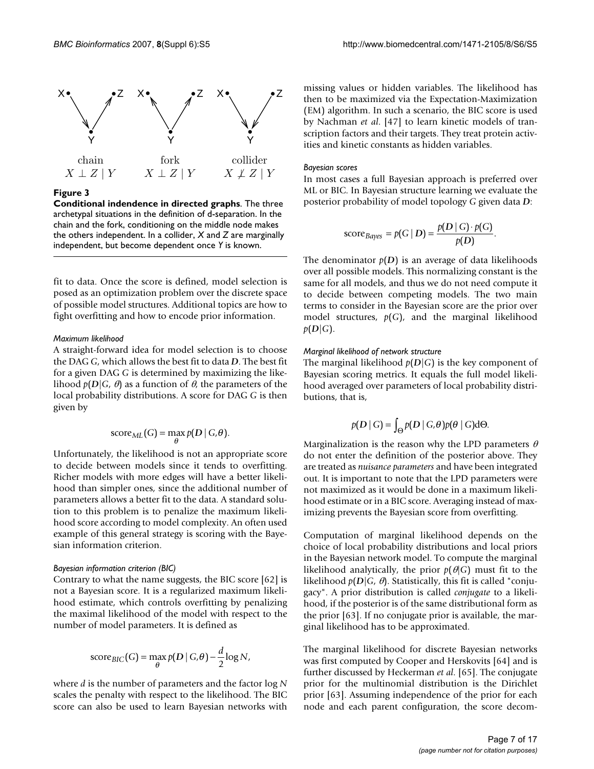chain $X \perp Z \mid Y$ &nbsp;&nbsp;&nbsp; fork $X \perp Z \mid Y$ &nbsp;&nbsp;&nbsp; collider $X \not\perp Z \mid Y$

**Figure 3**
**Conditional indendence in directed graphs**. The three archetypal situations in the definition of d-separation. In the chain and the fork, conditioning on the middle node makes the others independent. In a collider, *X* and *Z* are marginally independent, but become dependent once *Y* is known.

fit to data. Once the score is defined, model selection is posed as an optimization problem over the discrete space of possible model structures. Additional topics are how to fight overfitting and how to encode prior information.

*Maximum likelihood*

A straight-forward idea for model selection is to choose the DAG $G$, which allows the best fit to data $\boldsymbol{D}$. The best fit for a given DAG $G$ is determined by maximizing the likelihood $p(\boldsymbol{D}|G, \theta)$ as a function of $\theta$, the parameters of the local probability distributions. A score for DAG $G$ is then given by

$$\text{score}_{ML}(G) = \max_{\theta} p(\boldsymbol{D} \mid G, \theta).$$

Unfortunately, the likelihood is not an appropriate score to decide between models since it tends to overfitting. Richer models with more edges will have a better likelihood than simpler ones, since the additional number of parameters allows a better fit to the data. A standard solution to this problem is to penalize the maximum likelihood score according to model complexity. An often used example of this general strategy is scoring with the Bayesian information criterion.

*Bayesian information criterion (BIC)*

Contrary to what the name suggests, the BIC score [62] is not a Bayesian score. It is a regularized maximum likelihood estimate, which controls overfitting by penalizing the maximal likelihood of the model with respect to the number of model parameters. It is defined as

$$\text{score}_{BIC}(G) = \max_{\theta} p(\boldsymbol{D} \mid G, \theta) - \frac{d}{2} \log N,$$

where $d$ is the number of parameters and the factor $\log N$ scales the penalty with respect to the likelihood. The BIC score can also be used to learn Bayesian networks with missing values or hidden variables. The likelihood has then to be maximized via the Expectation-Maximization (EM) algorithm. In such a scenario, the BIC score is used by Nachman *et al*. [47] to learn kinetic models of transcription factors and their targets. They treat protein activities and kinetic constants as hidden variables.

*Bayesian scores*

In most cases a full Bayesian approach is preferred over ML or BIC. In Bayesian structure learning we evaluate the posterior probability of model topology $G$ given data $\boldsymbol{D}$:

$$\text{score}_{Bayes} = p(G \mid \boldsymbol{D}) = \frac{p(\boldsymbol{D} \mid G) \cdot p(G)}{p(\boldsymbol{D})}.$$

The denominator $p(\boldsymbol{D})$ is an average of data likelihoods over all possible models. This normalizing constant is the same for all models, and thus we do not need compute it to decide between competing models. The two main terms to consider in the Bayesian score are the prior over model structures, $p(G)$, and the marginal likelihood $p(\boldsymbol{D}|G)$.

*Marginal likelihood of network structure*

The marginal likelihood $p(\boldsymbol{D}|G)$ is the key component of Bayesian scoring metrics. It equals the full model likelihood averaged over parameters of local probability distributions, that is,

$$p(\boldsymbol{D} \mid G) = \int_{\Theta} p(\boldsymbol{D} \mid G, \theta) p(\theta \mid G) d\Theta.$$

Marginalization is the reason why the LPD parameters $\theta$ do not enter the definition of the posterior above. They are treated as *nuisance parameters* and have been integrated out. It is important to note that the LPD parameters were not maximized as it would be done in a maximum likelihood estimate or in a BIC score. Averaging instead of maximizing prevents the Bayesian score from overfitting.

Computation of marginal likelihood depends on the choice of local probability distributions and local priors in the Bayesian network model. To compute the marginal likelihood analytically, the prior $p(\theta|G)$ must fit to the likelihood $p(\boldsymbol{D}|G, \theta)$. Statistically, this fit is called "conjugacy". A prior distribution is called *conjugate* to a likelihood, if the posterior is of the same distributional form as the prior [63]. If no conjugate prior is available, the marginal likelihood has to be approximated.

The marginal likelihood for discrete Bayesian networks was first computed by Cooper and Herskovits [64] and is further discussed by Heckerman *et al*. [65]. The conjugate prior for the multinomial distribution is the Dirichlet prior [63]. Assuming independence of the prior for each node and each parent configuration, the score decom-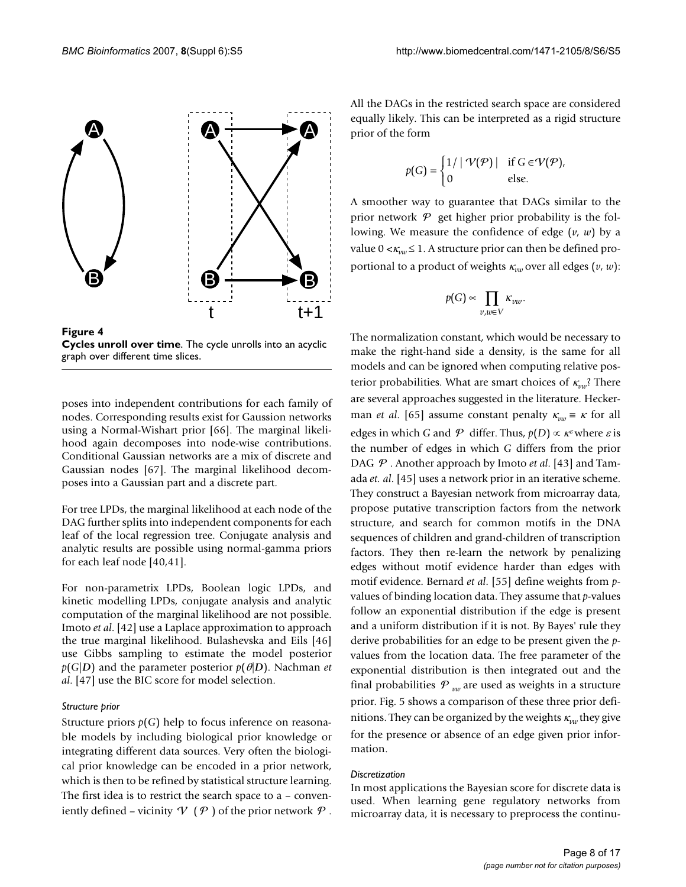**Figure 4**
**Cycles unroll over time**. The cycle unrolls into an acyclic graph over different time slices.

poses into independent contributions for each family of nodes. Corresponding results exist for Gaussion networks using a Normal-Wishart prior [66]. The marginal likelihood again decomposes into node-wise contributions. Conditional Gaussian networks are a mix of discrete and Gaussian nodes [67]. The marginal likelihood decomposes into a Gaussian part and a discrete part.

For tree LPDs, the marginal likelihood at each node of the DAG further splits into independent components for each leaf of the local regression tree. Conjugate analysis and analytic results are possible using normal-gamma priors for each leaf node [40,41].

For non-parametrix LPDs, Boolean logic LPDs, and kinetic modelling LPDs, conjugate analysis and analytic computation of the marginal likelihood are not possible. Imoto *et al*. [42] use a Laplace approximation to approach the true marginal likelihood. Bulashevska and Eils [46] use Gibbs sampling to estimate the model posterior $p(G|\boldsymbol{D})$ and the parameter posterior $p(\theta|\boldsymbol{D})$. Nachman *et al*. [47] use the BIC score for model selection.

#### *Structure prior*

Structure priors $p(G)$ help to focus inference on reasonable models by including biological prior knowledge or integrating different data sources. Very often the biological prior knowledge can be encoded in a prior network, which is then to be refined by statistical structure learning. The first idea is to restrict the search space to a – conveniently defined – vicinity $\mathcal{V}(\mathcal{P})$ of the prior network $\mathcal{P}$. All the DAGs in the restricted search space are considered equally likely. This can be interpreted as a rigid structure prior of the form

$$p(G) = \begin{cases} 1/|\mathcal{V}(\mathcal{P})| & \text{if } G \in \mathcal{V}(\mathcal{P}), \\ 0 & \text{else.} \end{cases}$$

A smoother way to guarantee that DAGs similar to the prior network $\mathcal{P}$ get higher prior probability is the following. We measure the confidence of edge $(v, w)$ by a value $0 < \kappa_{vw} \leq 1$. A structure prior can then be defined proportional to a product of weights $\kappa_{vw}$ over all edges $(v, w)$:

$$p(G) \propto \prod_{v,w \in V} \kappa_{vw}.$$

The normalization constant, which would be necessary to make the right-hand side a density, is the same for all models and can be ignored when computing relative posterior probabilities. What are smart choices of $\kappa_{vw}$? There are several approaches suggested in the literature. Heckerman *et al*. [65] assume constant penalty $\kappa_{vw} \equiv \kappa$ for all edges in which $G$ and $\mathcal{P}$ differ. Thus, $p(D) \propto \kappa^{\varepsilon}$ where $\varepsilon$ is the number of edges in which $G$ differs from the prior DAG $\mathcal{P}$. Another approach by Imoto *et al*. [43] and Tamada *et. al*. [45] uses a network prior in an iterative scheme. They construct a Bayesian network from microarray data, propose putative transcription factors from the network structure, and search for common motifs in the DNA sequences of children and grand-children of transcription factors. They then re-learn the network by penalizing edges without motif evidence harder than edges with motif evidence. Bernard *et al*. [55] define weights from *p*-values of binding location data. They assume that *p*-values follow an exponential distribution if the edge is present and a uniform distribution if it is not. By Bayes' rule they derive probabilities for an edge to be present given the *p*-values from the location data. The free parameter of the exponential distribution is then integrated out and the final probabilities $\mathcal{P}_{vw}$ are used as weights in a structure prior. Fig. 5 shows a comparison of these three prior definitions. They can be organized by the weights $\kappa_{vw}$ they give for the presence or absence of an edge given prior information.

#### *Discretization*

In most applications the Bayesian score for discrete data is used. When learning gene regulatory networks from microarray data, it is necessary to preprocess the continu-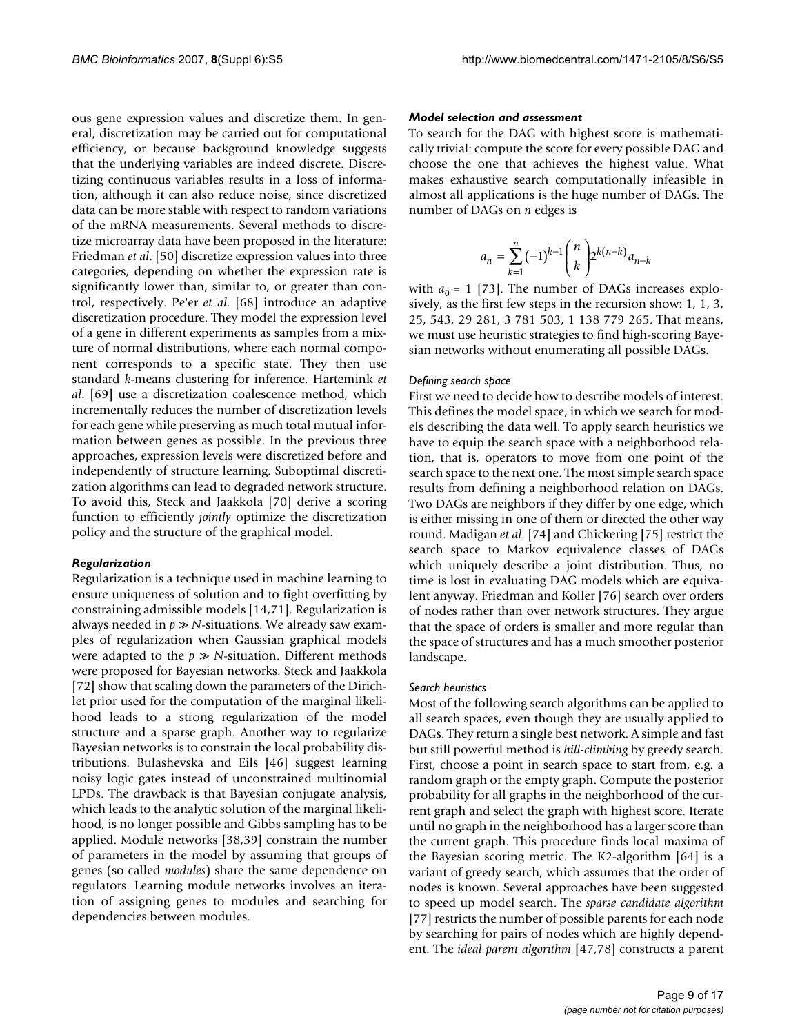ous gene expression values and discretize them. In general, discretization may be carried out for computational efficiency, or because background knowledge suggests that the underlying variables are indeed discrete. Discretizing continuous variables results in a loss of information, although it can also reduce noise, since discretized data can be more stable with respect to random variations of the mRNA measurements. Several methods to discretize microarray data have been proposed in the literature: Friedman *et al*. [50] discretize expression values into three categories, depending on whether the expression rate is significantly lower than, similar to, or greater than control, respectively. Pe'er *et al*. [68] introduce an adaptive discretization procedure. They model the expression level of a gene in different experiments as samples from a mixture of normal distributions, where each normal component corresponds to a specific state. They then use standard *k*-means clustering for inference. Hartemink *et al*. [69] use a discretization coalescence method, which incrementally reduces the number of discretization levels for each gene while preserving as much total mutual information between genes as possible. In the previous three approaches, expression levels were discretized before and independently of structure learning. Suboptimal discretization algorithms can lead to degraded network structure. To avoid this, Steck and Jaakkola [70] derive a scoring function to efficiently *jointly* optimize the discretization policy and the structure of the graphical model.

#### *Regularization*

Regularization is a technique used in machine learning to ensure uniqueness of solution and to fight overfitting by constraining admissible models [14,71]. Regularization is always needed in $p \gg N$-situations. We already saw examples of regularization when Gaussian graphical models were adapted to the $p \gg N$-situation. Different methods were proposed for Bayesian networks. Steck and Jaakkola [72] show that scaling down the parameters of the Dirichlet prior used for the computation of the marginal likelihood leads to a strong regularization of the model structure and a sparse graph. Another way to regularize Bayesian networks is to constrain the local probability distributions. Bulashevska and Eils [46] suggest learning noisy logic gates instead of unconstrained multinomial LPDs. The drawback is that Bayesian conjugate analysis, which leads to the analytic solution of the marginal likelihood, is no longer possible and Gibbs sampling has to be applied. Module networks [38,39] constrain the number of parameters in the model by assuming that groups of genes (so called *modules*) share the same dependence on regulators. Learning module networks involves an iteration of assigning genes to modules and searching for dependencies between modules.

#### *Model selection and assessment*

To search for the DAG with highest score is mathematically trivial: compute the score for every possible DAG and choose the one that achieves the highest value. What makes exhaustive search computationally infeasible in almost all applications is the huge number of DAGs. The number of DAGs on *n* edges is

$$a_n = \sum_{k=1}^{n} (-1)^{k-1} \binom{n}{k} 2^{k(n-k)} a_{n-k}$$

with $a_0 = 1$ [73]. The number of DAGs increases explosively, as the first few steps in the recursion show: 1, 1, 3, 25, 543, 29 281, 3 781 503, 1 138 779 265. That means, we must use heuristic strategies to find high-scoring Bayesian networks without enumerating all possible DAGs.

##### *Defining search space*

First we need to decide how to describe models of interest. This defines the model space, in which we search for models describing the data well. To apply search heuristics we have to equip the search space with a neighborhood relation, that is, operators to move from one point of the search space to the next one. The most simple search space results from defining a neighborhood relation on DAGs. Two DAGs are neighbors if they differ by one edge, which is either missing in one of them or directed the other way round. Madigan *et al*. [74] and Chickering [75] restrict the search space to Markov equivalence classes of DAGs which uniquely describe a joint distribution. Thus, no time is lost in evaluating DAG models which are equivalent anyway. Friedman and Koller [76] search over orders of nodes rather than over network structures. They argue that the space of orders is smaller and more regular than the space of structures and has a much smoother posterior landscape.

##### *Search heuristics*

Most of the following search algorithms can be applied to all search spaces, even though they are usually applied to DAGs. They return a single best network. A simple and fast but still powerful method is *hill-climbing* by greedy search. First, choose a point in search space to start from, e.g. a random graph or the empty graph. Compute the posterior probability for all graphs in the neighborhood of the current graph and select the graph with highest score. Iterate until no graph in the neighborhood has a larger score than the current graph. This procedure finds local maxima of the Bayesian scoring metric. The K2-algorithm [64] is a variant of greedy search, which assumes that the order of nodes is known. Several approaches have been suggested to speed up model search. The *sparse candidate algorithm* [77] restricts the number of possible parents for each node by searching for pairs of nodes which are highly dependent. The *ideal parent algorithm* [47,78] constructs a parent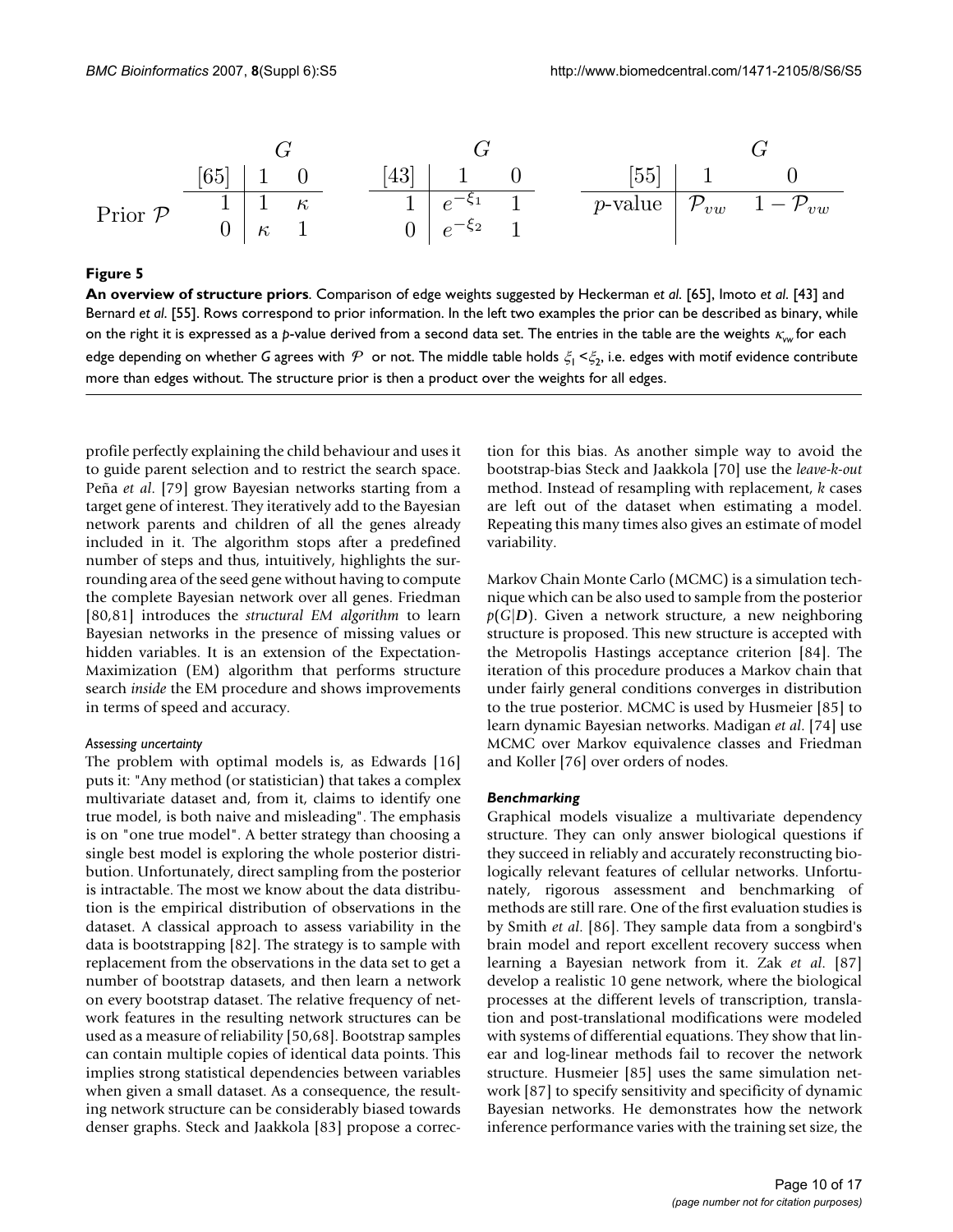| Prior $\mathcal{P}$ | [65] | $G$ = 1 | $G$ = 0 |
|---|---|---|---|
| | 1 | 1 | $\kappa$ |
| | 0 | $\kappa$ | 1 |

| Prior $\mathcal{P}$ | [43] | $G$ = 1 | $G$ = 0 |
|---|---|---|---|
| | 1 | $e^{-\xi_1}$ | 1 |
| | 0 | $e^{-\xi_2}$ | 1 |

| [55] | $G$ = 1 | $G$ = 0 |
|---|---|---|
| $p$-value | $\mathcal{P}_{vw}$ | $1 - \mathcal{P}_{vw}$ |

**Figure 5**

**An overview of structure priors**. Comparison of edge weights suggested by Heckerman *et al.* [65], Imoto *et al.* [43] and Bernard *et al.* [55]. Rows correspond to prior information. In the left two examples the prior can be described as binary, while on the right it is expressed as a *p*-value derived from a second data set. The entries in the table are the weights $\kappa_{vw}$ for each edge depending on whether *G* agrees with $\mathcal{P}$ or not. The middle table holds $\xi_1 < \xi_2$, i.e. edges with motif evidence contribute more than edges without. The structure prior is then a product over the weights for all edges.

profile perfectly explaining the child behaviour and uses it to guide parent selection and to restrict the search space. Peña *et al.* [79] grow Bayesian networks starting from a target gene of interest. They iteratively add to the Bayesian network parents and children of all the genes already included in it. The algorithm stops after a predefined number of steps and thus, intuitively, highlights the surrounding area of the seed gene without having to compute the complete Bayesian network over all genes. Friedman [80,81] introduces the *structural EM algorithm* to learn Bayesian networks in the presence of missing values or hidden variables. It is an extension of the Expectation-Maximization (EM) algorithm that performs structure search *inside* the EM procedure and shows improvements in terms of speed and accuracy.

*Assessing uncertainty*

The problem with optimal models is, as Edwards [16] puts it: "Any method (or statistician) that takes a complex multivariate dataset and, from it, claims to identify one true model, is both naive and misleading". The emphasis is on "one true model". A better strategy than choosing a single best model is exploring the whole posterior distribution. Unfortunately, direct sampling from the posterior is intractable. The most we know about the data distribution is the empirical distribution of observations in the dataset. A classical approach to assess variability in the data is bootstrapping [82]. The strategy is to sample with replacement from the observations in the data set to get a number of bootstrap datasets, and then learn a network on every bootstrap dataset. The relative frequency of network features in the resulting network structures can be used as a measure of reliability [50,68]. Bootstrap samples can contain multiple copies of identical data points. This implies strong statistical dependencies between variables when given a small dataset. As a consequence, the resulting network structure can be considerably biased towards denser graphs. Steck and Jaakkola [83] propose a correction for this bias. As another simple way to avoid the bootstrap-bias Steck and Jaakkola [70] use the *leave-k-out* method. Instead of resampling with replacement, *k* cases are left out of the dataset when estimating a model. Repeating this many times also gives an estimate of model variability.

Markov Chain Monte Carlo (MCMC) is a simulation technique which can be also used to sample from the posterior $p(G|\boldsymbol{D})$. Given a network structure, a new neighboring structure is proposed. This new structure is accepted with the Metropolis Hastings acceptance criterion [84]. The iteration of this procedure produces a Markov chain that under fairly general conditions converges in distribution to the true posterior. MCMC is used by Husmeier [85] to learn dynamic Bayesian networks. Madigan *et al.* [74] use MCMC over Markov equivalence classes and Friedman and Koller [76] over orders of nodes.

***Benchmarking***

Graphical models visualize a multivariate dependency structure. They can only answer biological questions if they succeed in reliably and accurately reconstructing biologically relevant features of cellular networks. Unfortunately, rigorous assessment and benchmarking of methods are still rare. One of the first evaluation studies is by Smith *et al.* [86]. They sample data from a songbird's brain model and report excellent recovery success when learning a Bayesian network from it. Zak *et al.* [87] develop a realistic 10 gene network, where the biological processes at the different levels of transcription, translation and post-translational modifications were modeled with systems of differential equations. They show that linear and log-linear methods fail to recover the network structure. Husmeier [85] uses the same simulation network [87] to specify sensitivity and specificity of dynamic Bayesian networks. He demonstrates how the network inference performance varies with the training set size, the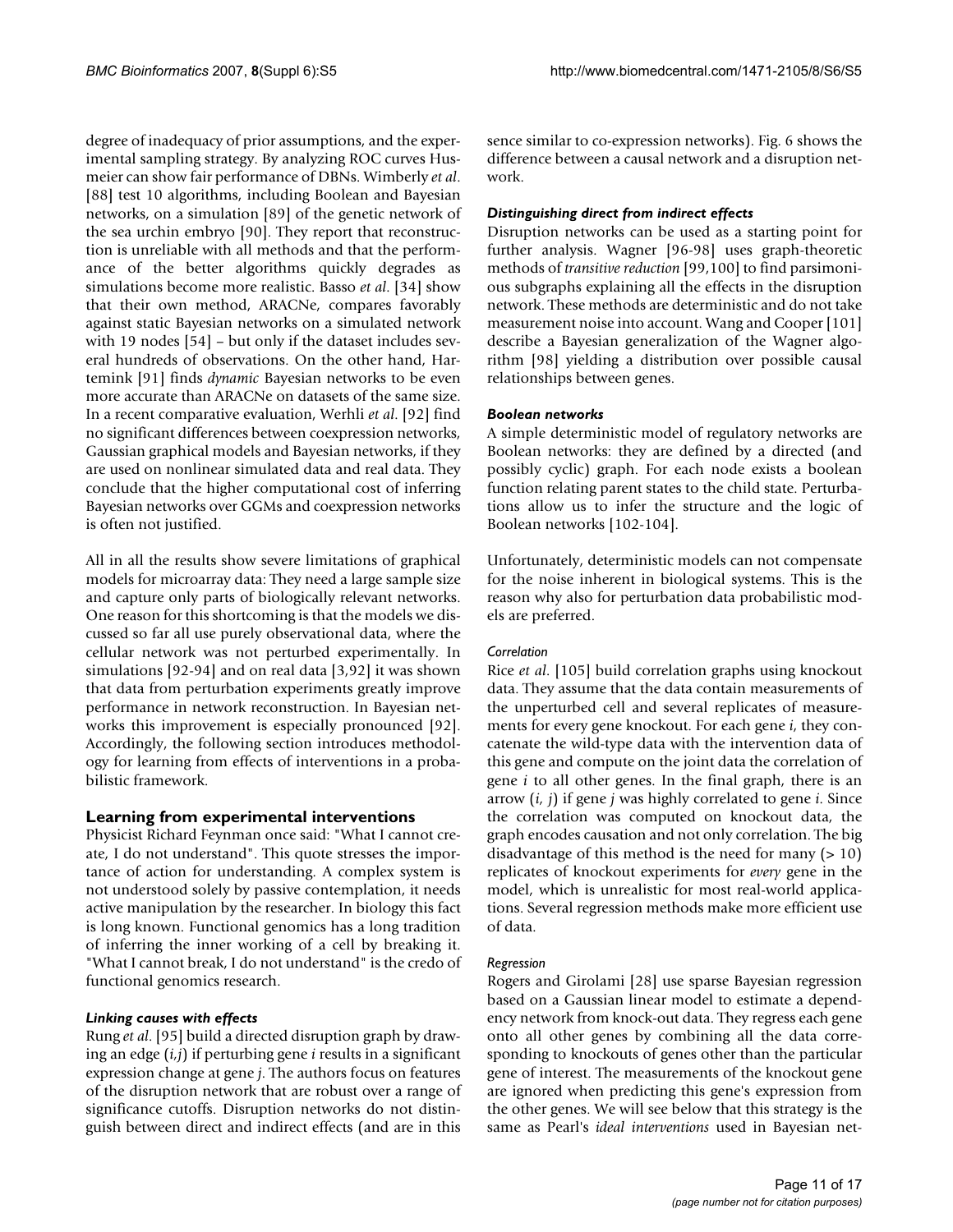degree of inadequacy of prior assumptions, and the experimental sampling strategy. By analyzing ROC curves Husmeier can show fair performance of DBNs. Wimberly *et al*. [88] test 10 algorithms, including Boolean and Bayesian networks, on a simulation [89] of the genetic network of the sea urchin embryo [90]. They report that reconstruction is unreliable with all methods and that the performance of the better algorithms quickly degrades as simulations become more realistic. Basso *et al*. [34] show that their own method, ARACNe, compares favorably against static Bayesian networks on a simulated network with 19 nodes [54] – but only if the dataset includes several hundreds of observations. On the other hand, Hartemink [91] finds *dynamic* Bayesian networks to be even more accurate than ARACNe on datasets of the same size. In a recent comparative evaluation, Werhli *et al*. [92] find no significant differences between coexpression networks, Gaussian graphical models and Bayesian networks, if they are used on nonlinear simulated data and real data. They conclude that the higher computational cost of inferring Bayesian networks over GGMs and coexpression networks is often not justified.

All in all the results show severe limitations of graphical models for microarray data: They need a large sample size and capture only parts of biologically relevant networks. One reason for this shortcoming is that the models we discussed so far all use purely observational data, where the cellular network was not perturbed experimentally. In simulations [92-94] and on real data [3,92] it was shown that data from perturbation experiments greatly improve performance in network reconstruction. In Bayesian networks this improvement is especially pronounced [92]. Accordingly, the following section introduces methodology for learning from effects of interventions in a probabilistic framework.

## Learning from experimental interventions

Physicist Richard Feynman once said: "What I cannot create, I do not understand". This quote stresses the importance of action for understanding. A complex system is not understood solely by passive contemplation, it needs active manipulation by the researcher. In biology this fact is long known. Functional genomics has a long tradition of inferring the inner working of a cell by breaking it. "What I cannot break, I do not understand" is the credo of functional genomics research.

### *Linking causes with effects*

Rung *et al*. [95] build a directed disruption graph by drawing an edge $(i,j)$ if perturbing gene $i$ results in a significant expression change at gene $j$. The authors focus on features of the disruption network that are robust over a range of significance cutoffs. Disruption networks do not distinguish between direct and indirect effects (and are in this sence similar to co-expression networks). Fig. 6 shows the difference between a causal network and a disruption network.

### *Distinguishing direct from indirect effects*

Disruption networks can be used as a starting point for further analysis. Wagner [96-98] uses graph-theoretic methods of *transitive reduction* [99,100] to find parsimonious subgraphs explaining all the effects in the disruption network. These methods are deterministic and do not take measurement noise into account. Wang and Cooper [101] describe a Bayesian generalization of the Wagner algorithm [98] yielding a distribution over possible causal relationships between genes.

### *Boolean networks*

A simple deterministic model of regulatory networks are Boolean networks: they are defined by a directed (and possibly cyclic) graph. For each node exists a boolean function relating parent states to the child state. Perturbations allow us to infer the structure and the logic of Boolean networks [102-104].

Unfortunately, deterministic models can not compensate for the noise inherent in biological systems. This is the reason why also for perturbation data probabilistic models are preferred.

#### *Correlation*

Rice *et al*. [105] build correlation graphs using knockout data. They assume that the data contain measurements of the unperturbed cell and several replicates of measurements for every gene knockout. For each gene $i$, they concatenate the wild-type data with the intervention data of this gene and compute on the joint data the correlation of gene $i$ to all other genes. In the final graph, there is an arrow $(i, j)$ if gene $j$ was highly correlated to gene $i$. Since the correlation was computed on knockout data, the graph encodes causation and not only correlation. The big disadvantage of this method is the need for many (> 10) replicates of knockout experiments for *every* gene in the model, which is unrealistic for most real-world applications. Several regression methods make more efficient use of data.

#### *Regression*

Rogers and Girolami [28] use sparse Bayesian regression based on a Gaussian linear model to estimate a dependency network from knock-out data. They regress each gene onto all other genes by combining all the data corresponding to knockouts of genes other than the particular gene of interest. The measurements of the knockout gene are ignored when predicting this gene's expression from the other genes. We will see below that this strategy is the same as Pearl's *ideal interventions* used in Bayesian net-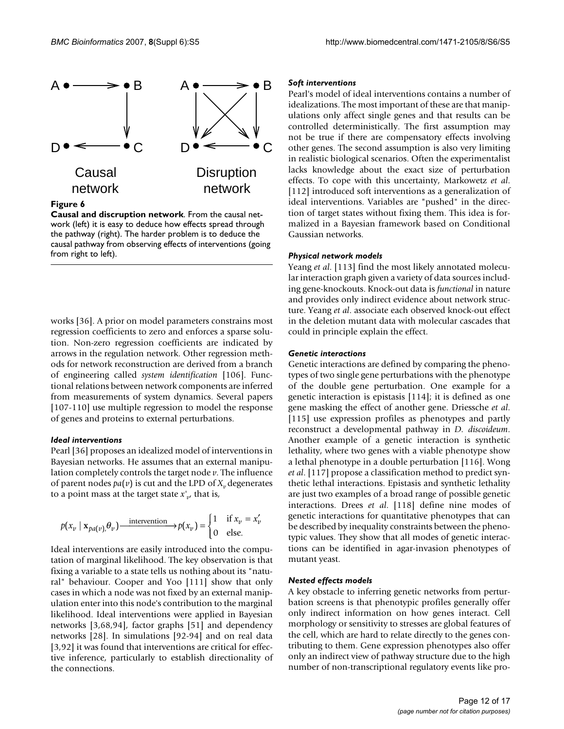A B D C

Causal network

A B D C

Disruption network

**Figure 6**

**Causal and discruption network**. From the causal network (left) it is easy to deduce how effects spread through the pathway (right). The harder problem is to deduce the causal pathway from observing effects of interventions (going from right to left).

works [36]. A prior on model parameters constrains most regression coefficients to zero and enforces a sparse solution. Non-zero regression coefficients are indicated by arrows in the regulation network. Other regression methods for network reconstruction are derived from a branch of engineering called *system identification* [106]. Functional relations between network components are inferred from measurements of system dynamics. Several papers [107-110] use multiple regression to model the response of genes and proteins to external perturbations.

#### *Ideal interventions*

Pearl [36] proposes an idealized model of interventions in Bayesian networks. He assumes that an external manipulation completely controls the target node $v$. The influence of parent nodes $pa(v)$ is cut and the LPD of $X_v$ degenerates to a point mass at the target state $x'_v$, that is,

$$p(x_v \mid \mathbf{x}_{pa(v)}, \theta_v) \xrightarrow{\text{intervention}} p(x_v) = \begin{cases} 1 & \text{if } x_v = x'_v \\ 0 & \text{else.} \end{cases}$$

Ideal interventions are easily introduced into the computation of marginal likelihood. The key observation is that fixing a variable to a state tells us nothing about its "natural" behaviour. Cooper and Yoo [111] show that only cases in which a node was not fixed by an external manipulation enter into this node's contribution to the marginal likelihood. Ideal interventions were applied in Bayesian networks [3,68,94], factor graphs [51] and dependency networks [28]. In simulations [92-94] and on real data [3,92] it was found that interventions are critical for effective inference, particularly to establish directionality of the connections.

#### *Soft interventions*

Pearl's model of ideal interventions contains a number of idealizations. The most important of these are that manipulations only affect single genes and that results can be controlled deterministically. The first assumption may not be true if there are compensatory effects involving other genes. The second assumption is also very limiting in realistic biological scenarios. Often the experimentalist lacks knowledge about the exact size of perturbation effects. To cope with this uncertainty, Markowetz *et al*. [112] introduced soft interventions as a generalization of ideal interventions. Variables are "pushed" in the direction of target states without fixing them. This idea is formalized in a Bayesian framework based on Conditional Gaussian networks.

#### *Physical network models*

Yeang *et al*. [113] find the most likely annotated molecular interaction graph given a variety of data sources including gene-knockouts. Knock-out data is *functional* in nature and provides only indirect evidence about network structure. Yeang *et al*. associate each observed knock-out effect in the deletion mutant data with molecular cascades that could in principle explain the effect.

#### *Genetic interactions*

Genetic interactions are defined by comparing the phenotypes of two single gene perturbations with the phenotype of the double gene perturbation. One example for a genetic interaction is epistasis [114]; it is defined as one gene masking the effect of another gene. Driessche *et al*. [115] use expression profiles as phenotypes and partly reconstruct a developmental pathway in *D. discoideum*. Another example of a genetic interaction is synthetic lethality, where two genes with a viable phenotype show a lethal phenotype in a double perturbation [116]. Wong *et al*. [117] propose a classification method to predict synthetic lethal interactions. Epistasis and synthetic lethality are just two examples of a broad range of possible genetic interactions. Drees *et al*. [118] define nine modes of genetic interactions for quantitative phenotypes that can be described by inequality constraints between the phenotypic values. They show that all modes of genetic interactions can be identified in agar-invasion phenotypes of mutant yeast.

#### *Nested effects models*

A key obstacle to inferring genetic networks from perturbation screens is that phenotypic profiles generally offer only indirect information on how genes interact. Cell morphology or sensitivity to stresses are global features of the cell, which are hard to relate directly to the genes contributing to them. Gene expression phenotypes also offer only an indirect view of pathway structure due to the high number of non-transcriptional regulatory events like pro-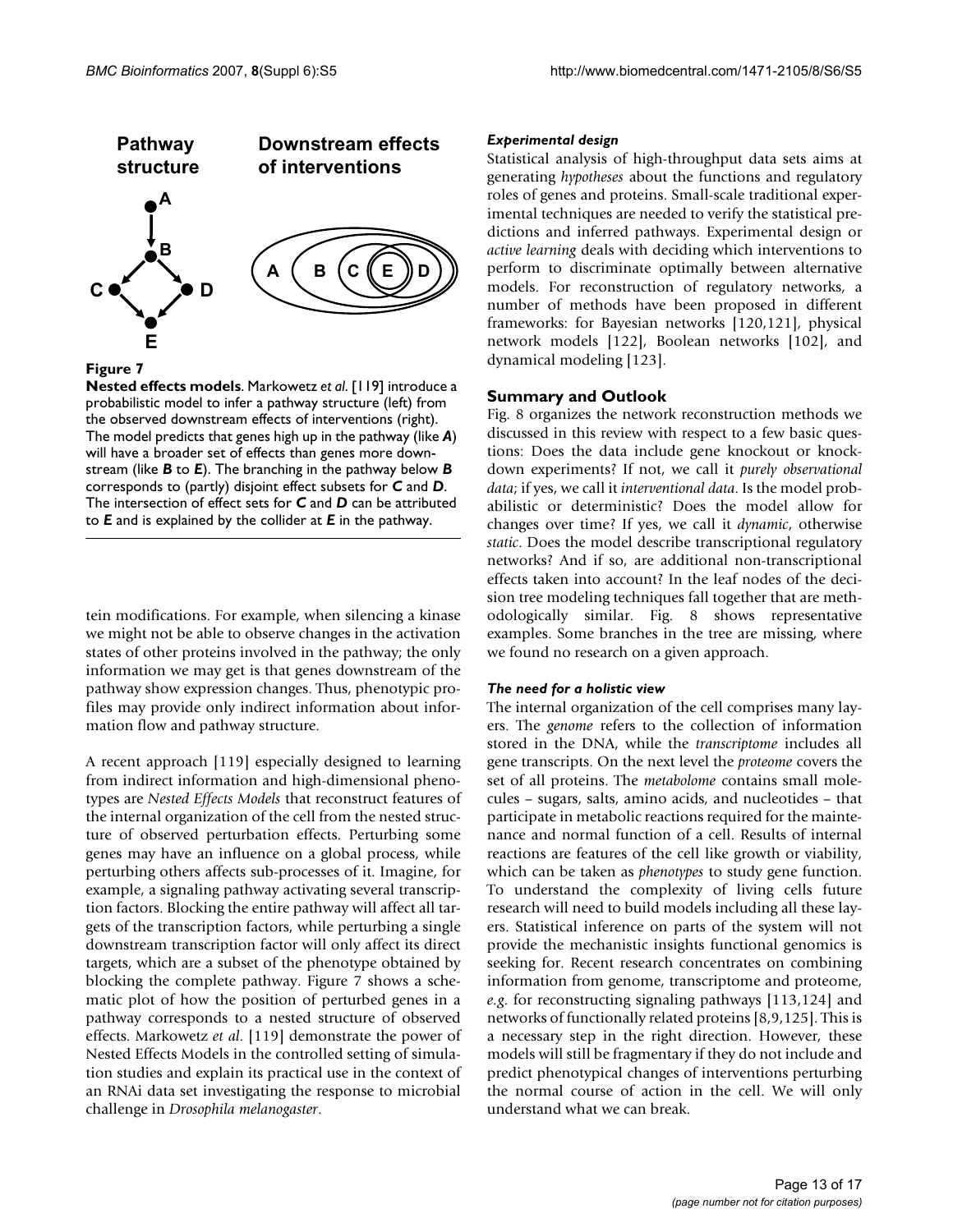**Figure 7**

**Nested effects models**. Markowetz *et al*. [119] introduce a probabilistic model to infer a pathway structure (left) from the observed downstream effects of interventions (right). The model predicts that genes high up in the pathway (like ***A***) will have a broader set of effects than genes more downstream (like ***B*** to ***E***). The branching in the pathway below ***B*** corresponds to (partly) disjoint effect subsets for ***C*** and ***D***. The intersection of effect sets for ***C*** and ***D*** can be attributed to ***E*** and is explained by the collider at ***E*** in the pathway.

tein modifications. For example, when silencing a kinase we might not be able to observe changes in the activation states of other proteins involved in the pathway; the only information we may get is that genes downstream of the pathway show expression changes. Thus, phenotypic profiles may provide only indirect information about information flow and pathway structure.

A recent approach [119] especially designed to learning from indirect information and high-dimensional phenotypes are *Nested Effects Models* that reconstruct features of the internal organization of the cell from the nested structure of observed perturbation effects. Perturbing some genes may have an influence on a global process, while perturbing others affects sub-processes of it. Imagine, for example, a signaling pathway activating several transcription factors. Blocking the entire pathway will affect all targets of the transcription factors, while perturbing a single downstream transcription factor will only affect its direct targets, which are a subset of the phenotype obtained by blocking the complete pathway. Figure 7 shows a schematic plot of how the position of perturbed genes in a pathway corresponds to a nested structure of observed effects. Markowetz *et al*. [119] demonstrate the power of Nested Effects Models in the controlled setting of simulation studies and explain its practical use in the context of an RNAi data set investigating the response to microbial challenge in *Drosophila melanogaster*.

### *Experimental design*

Statistical analysis of high-throughput data sets aims at generating *hypotheses* about the functions and regulatory roles of genes and proteins. Small-scale traditional experimental techniques are needed to verify the statistical predictions and inferred pathways. Experimental design or *active learning* deals with deciding which interventions to perform to discriminate optimally between alternative models. For reconstruction of regulatory networks, a number of methods have been proposed in different frameworks: for Bayesian networks [120,121], physical network models [122], Boolean networks [102], and dynamical modeling [123].

## Summary and Outlook

Fig. 8 organizes the network reconstruction methods we discussed in this review with respect to a few basic questions: Does the data include gene knockout or knockdown experiments? If not, we call it *purely observational data*; if yes, we call it *interventional data*. Is the model probabilistic or deterministic? Does the model allow for changes over time? If yes, we call it *dynamic*, otherwise *static*. Does the model describe transcriptional regulatory networks? And if so, are additional non-transcriptional effects taken into account? In the leaf nodes of the decision tree modeling techniques fall together that are methodologically similar. Fig. 8 shows representative examples. Some branches in the tree are missing, where we found no research on a given approach.

### *The need for a holistic view*

The internal organization of the cell comprises many layers. The *genome* refers to the collection of information stored in the DNA, while the *transcriptome* includes all gene transcripts. On the next level the *proteome* covers the set of all proteins. The *metabolome* contains small molecules – sugars, salts, amino acids, and nucleotides – that participate in metabolic reactions required for the maintenance and normal function of a cell. Results of internal reactions are features of the cell like growth or viability, which can be taken as *phenotypes* to study gene function. To understand the complexity of living cells future research will need to build models including all these layers. Statistical inference on parts of the system will not provide the mechanistic insights functional genomics is seeking for. Recent research concentrates on combining information from genome, transcriptome and proteome, *e.g*. for reconstructing signaling pathways [113,124] and networks of functionally related proteins [8,9,125]. This is a necessary step in the right direction. However, these models will still be fragmentary if they do not include and predict phenotypical changes of interventions perturbing the normal course of action in the cell. We will only understand what we can break.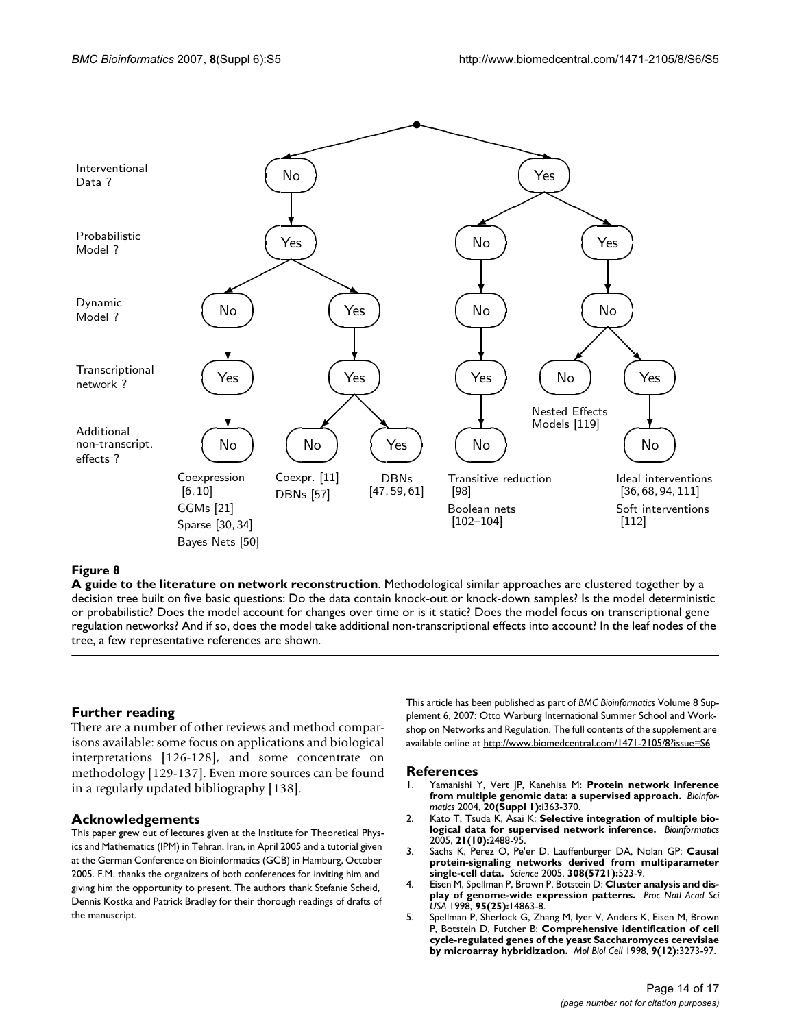Interventional Data ?

Probabilistic Model ?

Dynamic Model ?

Transcriptional network ?

Additional non-transcript. effects ?

Coexpression [6, 10]
GGMs [21]
Sparse [30, 34]
Bayes Nets [50]

Coexpr. [11]
DBNs [57]

DBNs [47, 59, 61]

Transitive reduction [98]
Boolean nets [102–104]

Nested Effects Models [119]

Ideal interventions [36, 68, 94, 111]
Soft interventions [112]

**Figure 8**

**A guide to the literature on network reconstruction**. Methodological similar approaches are clustered together by a decision tree built on five basic questions: Do the data contain knock-out or knock-down samples? Is the model deterministic or probabilistic? Does the model account for changes over time or is it static? Does the model focus on transcriptional gene regulation networks? And if so, does the model take additional non-transcriptional effects into account? In the leaf nodes of the tree, a few representative references are shown.

## Further reading

There are a number of other reviews and method comparisons available: some focus on applications and biological interpretations [126-128], and some concentrate on methodology [129-137]. Even more sources can be found in a regularly updated bibliography [138].

## Acknowledgements

This paper grew out of lectures given at the Institute for Theoretical Physics and Mathematics (IPM) in Tehran, Iran, in April 2005 and a tutorial given at the German Conference on Bioinformatics (GCB) in Hamburg, October 2005. F.M. thanks the organizers of both conferences for inviting him and giving him the opportunity to present. The authors thank Stefanie Scheid, Dennis Kostka and Patrick Bradley for their thorough readings of drafts of the manuscript.

This article has been published as part of *BMC Bioinformatics* Volume 8 Supplement 6, 2007: Otto Warburg International Summer School and Workshop on Networks and Regulation. The full contents of the supplement are available online at http://www.biomedcentral.com/1471-2105/8?issue=S6

## References

1. Yamanishi Y, Vert JP, Kanehisa M: **Protein network inference from multiple genomic data: a supervised approach.** *Bioinformatics* 2004, **20(Suppl 1):**i363-370.
2. Kato T, Tsuda K, Asai K: **Selective integration of multiple biological data for supervised network inference.** *Bioinformatics* 2005, **21(10):**2488-95.
3. Sachs K, Perez O, Pe'er D, Lauffenburger DA, Nolan GP: **Causal protein-signaling networks derived from multiparameter single-cell data.** *Science* 2005, **308(5721):**523-9.
4. Eisen M, Spellman P, Brown P, Botstein D: **Cluster analysis and display of genome-wide expression patterns.** *Proc Natl Acad Sci USA* 1998, **95(25):**14863-8.
5. Spellman P, Sherlock G, Zhang M, Iyer V, Anders K, Eisen M, Brown P, Botstein D, Futcher B: **Comprehensive identification of cell cycle-regulated genes of the yeast Saccharomyces cerevisiae by microarray hybridization.** *Mol Biol Cell* 1998, **9(12):**3273-97.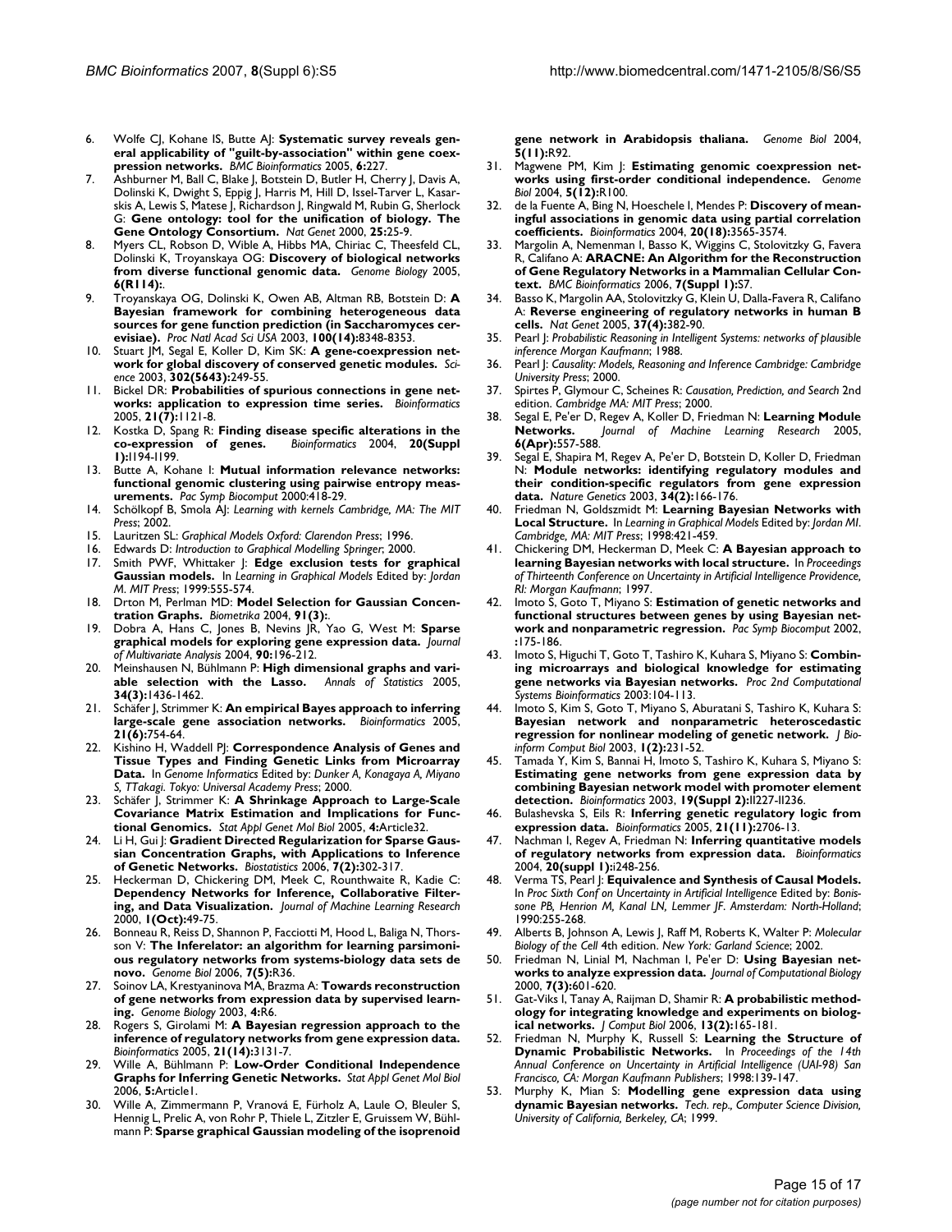6. Wolfe CJ, Kohane IS, Butte AJ: **Systematic survey reveals general applicability of "guilt-by-association" within gene coexpression networks.** *BMC Bioinformatics* 2005, **6**:227.
7. Ashburner M, Ball C, Blake J, Botstein D, Butler H, Cherry J, Davis A, Dolinski K, Dwight S, Eppig J, Harris M, Hill D, Issel-Tarver L, Kasarskis A, Lewis S, Matese J, Richardson J, Ringwald M, Rubin G, Sherlock G: **Gene ontology: tool for the unification of biology. The Gene Ontology Consortium.** *Nat Genet* 2000, **25**:25-9.
8. Myers CL, Robson D, Wible A, Hibbs MA, Chiriac C, Theesfeld CL, Dolinski K, Troyanskaya OG: **Discovery of biological networks from diverse functional genomic data.** *Genome Biology* 2005, **6(R114)**:.
9. Troyanskaya OG, Dolinski K, Owen AB, Altman RB, Botstein D: **A Bayesian framework for combining heterogeneous data sources for gene function prediction (in Saccharomyces cerevisiae).** *Proc Natl Acad Sci USA* 2003, **100(14)**:8348-8353.
10. Stuart JM, Segal E, Koller D, Kim SK: **A gene-coexpression network for global discovery of conserved genetic modules.** *Science* 2003, **302(5643)**:249-55.
11. Bickel DR: **Probabilities of spurious connections in gene networks: application to expression time series.** *Bioinformatics* 2005, **21(7)**:1121-8.
12. Kostka D, Spang R: **Finding disease specific alterations in the co-expression of genes.** *Bioinformatics* 2004, **20(Suppl 1)**:I194-I199.
13. Butte A, Kohane I: **Mutual information relevance networks: functional genomic clustering using pairwise entropy measurements.** *Pac Symp Biocomput* 2000:418-29.
14. Schölkopf B, Smola AJ: *Learning with kernels Cambridge, MA: The MIT Press*; 2002.
15. Lauritzen SL: *Graphical Models Oxford: Clarendon Press*; 1996.
16. Edwards D: *Introduction to Graphical Modelling Springer*; 2000.
17. Smith PWF, Whittaker J: **Edge exclusion tests for graphical Gaussian models.** In *Learning in Graphical Models* Edited by: *Jordan M. MIT Press*; 1999:555-574.
18. Drton M, Perlman MD: **Model Selection for Gaussian Concentration Graphs.** *Biometrika* 2004, **91(3)**:.
19. Dobra A, Hans C, Jones B, Nevins JR, Yao G, West M: **Sparse graphical models for exploring gene expression data.** *Journal of Multivariate Analysis* 2004, **90**:196-212.
20. Meinshausen N, Bühlmann P: **High dimensional graphs and variable selection with the Lasso.** *Annals of Statistics* 2005, **34(3)**:1436-1462.
21. Schäfer J, Strimmer K: **An empirical Bayes approach to inferring large-scale gene association networks.** *Bioinformatics* 2005, **21(6)**:754-64.
22. Kishino H, Waddell PJ: **Correspondence Analysis of Genes and Tissue Types and Finding Genetic Links from Microarray Data.** In *Genome Informatics* Edited by: *Dunker A, Konagaya A, Miyano S, TTakagi. Tokyo: Universal Academy Press*; 2000.
23. Schäfer J, Strimmer K: **A Shrinkage Approach to Large-Scale Covariance Matrix Estimation and Implications for Functional Genomics.** *Stat Appl Genet Mol Biol* 2005, **4**:Article32.
24. Li H, Gui J: **Gradient Directed Regularization for Sparse Gaussian Concentration Graphs, with Applications to Inference of Genetic Networks.** *Biostatistics* 2006, **7(2)**:302-317.
25. Heckerman D, Chickering DM, Meek C, Rounthwaite R, Kadie C: **Dependency Networks for Inference, Collaborative Filtering, and Data Visualization.** *Journal of Machine Learning Research* 2000, **1(Oct)**:49-75.
26. Bonneau R, Reiss D, Shannon P, Facciotti M, Hood L, Baliga N, Thorsson V: **The Inferelator: an algorithm for learning parsimonious regulatory networks from systems-biology data sets de novo.** *Genome Biol* 2006, **7(5)**:R36.
27. Soinov LA, Krestyaninova MA, Brazma A: **Towards reconstruction of gene networks from expression data by supervised learning.** *Genome Biology* 2003, **4**:R6.
28. Rogers S, Girolami M: **A Bayesian regression approach to the inference of regulatory networks from gene expression data.** *Bioinformatics* 2005, **21(14)**:3131-7.
29. Wille A, Bühlmann P: **Low-Order Conditional Independence Graphs for Inferring Genetic Networks.** *Stat Appl Genet Mol Biol* 2006, **5**:Article1.
30. Wille A, Zimmermann P, Vranová E, Fürholz A, Laule O, Bleuler S, Hennig L, Prelic A, von Rohr P, Thiele L, Zitzler E, Gruissem W, Bühlmann P: **Sparse graphical Gaussian modeling of the isoprenoid gene network in Arabidopsis thaliana.** *Genome Biol* 2004, **5(11)**:R92.
31. Magwene PM, Kim J: **Estimating genomic coexpression networks using first-order conditional independence.** *Genome Biol* 2004, **5(12)**:R100.
32. de la Fuente A, Bing N, Hoeschele I, Mendes P: **Discovery of meaningful associations in genomic data using partial correlation coefficients.** *Bioinformatics* 2004, **20(18)**:3565-3574.
33. Margolin A, Nemenman I, Basso K, Wiggins C, Stolovitzky G, Favera R, Califano A: **ARACNE: An Algorithm for the Reconstruction of Gene Regulatory Networks in a Mammalian Cellular Context.** *BMC Bioinformatics* 2006, **7(Suppl 1)**:S7.
34. Basso K, Margolin AA, Stolovitzky G, Klein U, Dalla-Favera R, Califano A: **Reverse engineering of regulatory networks in human B cells.** *Nat Genet* 2005, **37(4)**:382-90.
35. Pearl J: *Probabilistic Reasoning in Intelligent Systems: networks of plausible inference Morgan Kaufmann*; 1988.
36. Pearl J: *Causality: Models, Reasoning and Inference Cambridge: Cambridge University Press*; 2000.
37. Spirtes P, Glymour C, Scheines R: *Causation, Prediction, and Search* 2nd edition. *Cambridge MA: MIT Press*; 2000.
38. Segal E, Pe'er D, Regev A, Koller D, Friedman N: **Learning Module Networks.** *Journal of Machine Learning Research* 2005, **6(Apr)**:557-588.
39. Segal E, Shapira M, Regev A, Pe'er D, Botstein D, Koller D, Friedman N: **Module networks: identifying regulatory modules and their condition-specific regulators from gene expression data.** *Nature Genetics* 2003, **34(2)**:166-176.
40. Friedman N, Goldszmidt M: **Learning Bayesian Networks with Local Structure.** In *Learning in Graphical Models* Edited by: *Jordan MI. Cambridge, MA: MIT Press*; 1998:421-459.
41. Chickering DM, Heckerman D, Meek C: **A Bayesian approach to learning Bayesian networks with local structure.** In *Proceedings of Thirteenth Conference on Uncertainty in Artificial Intelligence Providence, RI: Morgan Kaufmann*; 1997.
42. Imoto S, Goto T, Miyano S: **Estimation of genetic networks and functional structures between genes by using Bayesian network and nonparametric regression.** *Pac Symp Biocomput* 2002, **:**175-186.
43. Imoto S, Higuchi T, Goto T, Tashiro K, Kuhara S, Miyano S: **Combining microarrays and biological knowledge for estimating gene networks via Bayesian networks.** *Proc 2nd Computational Systems Bioinformatics* 2003:104-113.
44. Imoto S, Kim S, Goto T, Miyano S, Aburatani S, Tashiro K, Kuhara S: **Bayesian network and nonparametric heteroscedastic regression for nonlinear modeling of genetic network.** *J Bioinform Comput Biol* 2003, **1(2)**:231-52.
45. Tamada Y, Kim S, Bannai H, Imoto S, Tashiro K, Kuhara S, Miyano S: **Estimating gene networks from gene expression data by combining Bayesian network model with promoter element detection.** *Bioinformatics* 2003, **19(Suppl 2)**:II227-II236.
46. Bulashevska S, Eils R: **Inferring genetic regulatory logic from expression data.** *Bioinformatics* 2005, **21(11)**:2706-13.
47. Nachman I, Regev A, Friedman N: **Inferring quantitative models of regulatory networks from expression data.** *Bioinformatics* 2004, **20(suppl 1)**:i248-256.
48. Verma TS, Pearl J: **Equivalence and Synthesis of Causal Models.** In *Proc Sixth Conf on Uncertainty in Artificial Intelligence* Edited by: *Bonissone PB, Henrion M, Kanal LN, Lemmer JF. Amsterdam: North-Holland*; 1990:255-268.
49. Alberts B, Johnson A, Lewis J, Raff M, Roberts K, Walter P: *Molecular Biology of the Cell* 4th edition. *New York: Garland Science*; 2002.
50. Friedman N, Linial M, Nachman I, Pe'er D: **Using Bayesian networks to analyze expression data.** *Journal of Computational Biology* 2000, **7(3)**:601-620.
51. Gat-Viks I, Tanay A, Raijman D, Shamir R: **A probabilistic methodology for integrating knowledge and experiments on biological networks.** *J Comput Biol* 2006, **13(2)**:165-181.
52. Friedman N, Murphy K, Russell S: **Learning the Structure of Dynamic Probabilistic Networks.** In *Proceedings of the 14th Annual Conference on Uncertainty in Artificial Intelligence (UAI-98) San Francisco, CA: Morgan Kaufmann Publishers*; 1998:139-147.
53. Murphy K, Mian S: **Modelling gene expression data using dynamic Bayesian networks.** *Tech. rep., Computer Science Division, University of California, Berkeley, CA*; 1999.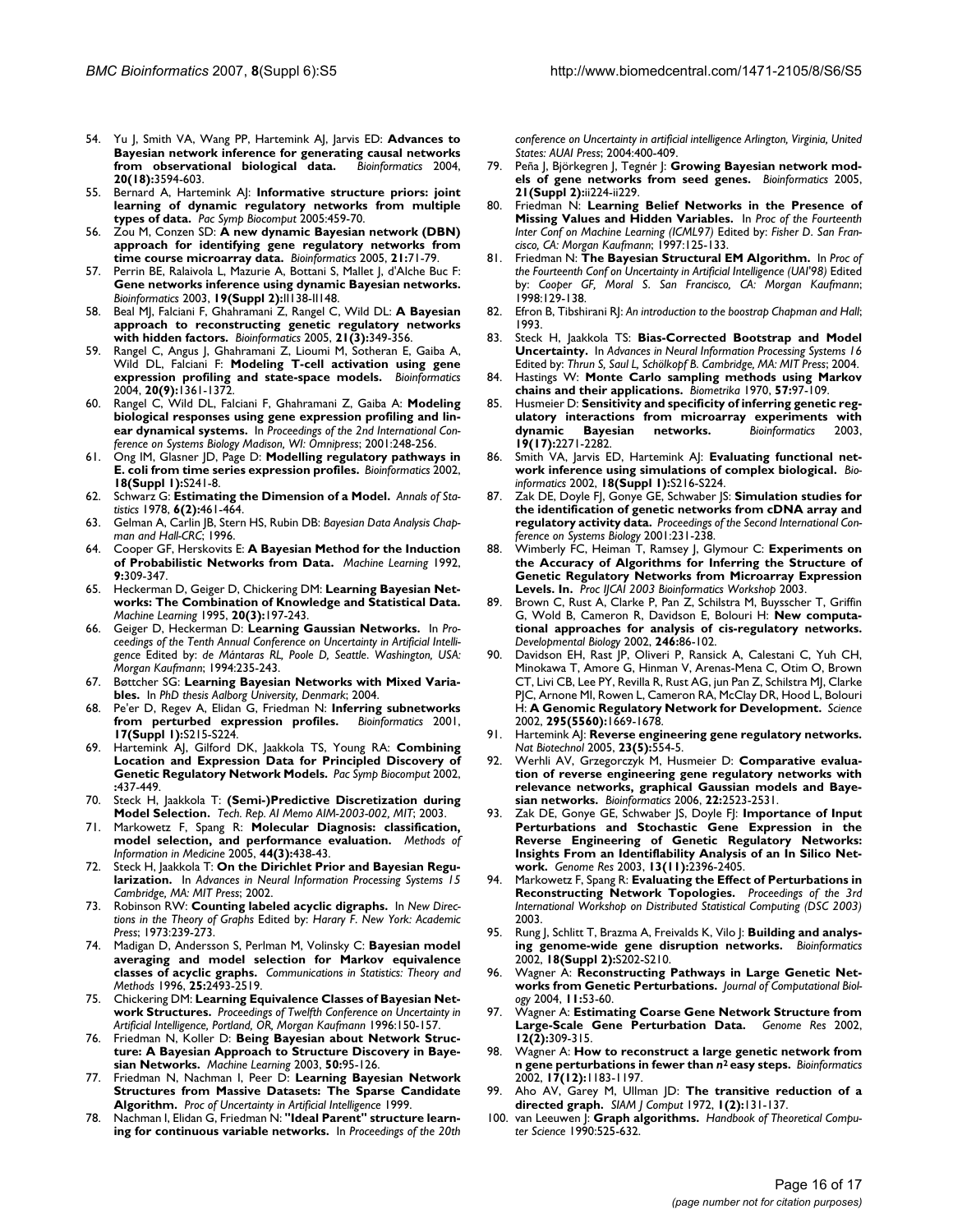54. Yu J, Smith VA, Wang PP, Hartemink AJ, Jarvis ED: **Advances to Bayesian network inference for generating causal networks from observational biological data.** *Bioinformatics* 2004, **20(18):**3594-603.
55. Bernard A, Hartemink AJ: **Informative structure priors: joint learning of dynamic regulatory networks from multiple types of data.** *Pac Symp Biocomput* 2005:459-70.
56. Zou M, Conzen SD: **A new dynamic Bayesian network (DBN) approach for identifying gene regulatory networks from time course microarray data.** *Bioinformatics* 2005, **21:**71-79.
57. Perrin BE, Ralaivola L, Mazurie A, Bottani S, Mallet J, d'Alche Buc F: **Gene networks inference using dynamic Bayesian networks.** *Bioinformatics* 2003, **19(Suppl 2):**II138-II148.
58. Beal MJ, Falciani F, Ghahramani Z, Rangel C, Wild DL: **A Bayesian approach to reconstructing genetic regulatory networks with hidden factors.** *Bioinformatics* 2005, **21(3):**349-356.
59. Rangel C, Angus J, Ghahramani Z, Lioumi M, Sotheran E, Gaiba A, Wild DL, Falciani F: **Modeling T-cell activation using gene expression profiling and state-space models.** *Bioinformatics* 2004, **20(9):**1361-1372.
60. Rangel C, Wild DL, Falciani F, Ghahramani Z, Gaiba A: **Modeling biological responses using gene expression profiling and linear dynamical systems.** In *Proceedings of the 2nd International Conference on Systems Biology Madison, WI: Omnipress*; 2001:248-256.
61. Ong IM, Glasner JD, Page D: **Modelling regulatory pathways in E. coli from time series expression profiles.** *Bioinformatics* 2002, **18(Suppl 1):**S241-8.
62. Schwarz G: **Estimating the Dimension of a Model.** *Annals of Statistics* 1978, **6(2):**461-464.
63. Gelman A, Carlin JB, Stern HS, Rubin DB: *Bayesian Data Analysis Chapman and Hall-CRC*; 1996.
64. Cooper GF, Herskovits E: **A Bayesian Method for the Induction of Probabilistic Networks from Data.** *Machine Learning* 1992, **9:**309-347.
65. Heckerman D, Geiger D, Chickering DM: **Learning Bayesian Networks: The Combination of Knowledge and Statistical Data.** *Machine Learning* 1995, **20(3):**197-243.
66. Geiger D, Heckerman D: **Learning Gaussian Networks.** In *Proceedings of the Tenth Annual Conference on Uncertainty in Artificial Intelligence* Edited by: *de Mántaras RL, Poole D, Seattle. Washington, USA: Morgan Kaufmann*; 1994:235-243.
67. Bøttcher SG: **Learning Bayesian Networks with Mixed Variables.** In *PhD thesis Aalborg University, Denmark*; 2004.
68. Pe'er D, Regev A, Elidan G, Friedman N: **Inferring subnetworks from perturbed expression profiles.** *Bioinformatics* 2001, **17(Suppl 1):**S215-S224.
69. Hartemink AJ, Gilford DK, Jaakkola TS, Young RA: **Combining Location and Expression Data for Principled Discovery of Genetic Regulatory Network Models.** *Pac Symp Biocomput* 2002, **:**437-449.
70. Steck H, Jaakkola T: **(Semi-)Predictive Discretization during Model Selection.** *Tech. Rep. AI Memo AIM-2003-002, MIT*; 2003.
71. Markowetz F, Spang R: **Molecular Diagnosis: classification, model selection, and performance evaluation.** *Methods of Information in Medicine* 2005, **44(3):**438-43.
72. Steck H, Jaakkola T: **On the Dirichlet Prior and Bayesian Regularization.** In *Advances in Neural Information Processing Systems 15 Cambridge, MA: MIT Press*; 2002.
73. Robinson RW: **Counting labeled acyclic digraphs.** In *New Directions in the Theory of Graphs* Edited by: *Harary F. New York: Academic Press*; 1973:239-273.
74. Madigan D, Andersson S, Perlman M, Volinsky C: **Bayesian model averaging and model selection for Markov equivalence classes of acyclic graphs.** *Communications in Statistics: Theory and Methods* 1996, **25:**2493-2519.
75. Chickering DM: **Learning Equivalence Classes of Bayesian Network Structures.** *Proceedings of Twelfth Conference on Uncertainty in Artificial Intelligence, Portland, OR, Morgan Kaufmann* 1996:150-157.
76. Friedman N, Koller D: **Being Bayesian about Network Structure: A Bayesian Approach to Structure Discovery in Bayesian Networks.** *Machine Learning* 2003, **50:**95-126.
77. Friedman N, Nachman I, Peer D: **Learning Bayesian Network Structures from Massive Datasets: The Sparse Candidate Algorithm.** *Proc of Uncertainty in Artificial Intelligence* 1999.
78. Nachman I, Elidan G, Friedman N: **"Ideal Parent" structure learning for continuous variable networks.** In *Proceedings of the 20th conference on Uncertainty in artificial intelligence Arlington, Virginia, United States: AUAI Press*; 2004:400-409.
79. Peña J, Björkegren J, Tegnér J: **Growing Bayesian network models of gene networks from seed genes.** *Bioinformatics* 2005, **21(Suppl 2):**ii224-ii229.
80. Friedman N: **Learning Belief Networks in the Presence of Missing Values and Hidden Variables.** In *Proc of the Fourteenth Inter Conf on Machine Learning (ICML97)* Edited by: *Fisher D. San Francisco, CA: Morgan Kaufmann*; 1997:125-133.
81. Friedman N: **The Bayesian Structural EM Algorithm.** In *Proc of the Fourteenth Conf on Uncertainty in Artificial Intelligence (UAI'98)* Edited by: *Cooper GF, Moral S. San Francisco, CA: Morgan Kaufmann*; 1998:129-138.
82. Efron B, Tibshirani RJ: *An introduction to the boostrap Chapman and Hall*; 1993.
83. Steck H, Jaakkola TS: **Bias-Corrected Bootstrap and Model Uncertainty.** In *Advances in Neural Information Processing Systems 16* Edited by: *Thrun S, Saul L, Schölkopf B. Cambridge, MA: MIT Press*; 2004.
84. Hastings W: **Monte Carlo sampling methods using Markov chains and their applications.** *Biometrika* 1970, **57:**97-109.
85. Husmeier D: **Sensitivity and specificity of inferring genetic regulatory interactions from microarray experiments with dynamic Bayesian networks.** *Bioinformatics* 2003, **19(17):**2271-2282.
86. Smith VA, Jarvis ED, Hartemink AJ: **Evaluating functional network inference using simulations of complex biological.** *Bioinformatics* 2002, **18(Suppl 1):**S216-S224.
87. Zak DE, Doyle FJ, Gonye GE, Schwaber JS: **Simulation studies for the identification of genetic networks from cDNA array and regulatory activity data.** *Proceedings of the Second International Conference on Systems Biology* 2001:231-238.
88. Wimberly FC, Heiman T, Ramsey J, Glymour C: **Experiments on the Accuracy of Algorithms for Inferring the Structure of Genetic Regulatory Networks from Microarray Expression Levels. In.** *Proc IJCAI 2003 Bioinformatics Workshop* 2003.
89. Brown C, Rust A, Clarke P, Pan Z, Schilstra M, Buysscher T, Griffin G, Wold B, Cameron R, Davidson E, Bolouri H: **New computational approaches for analysis of cis-regulatory networks.** *Developmental Biology* 2002, **246:**86-102.
90. Davidson EH, Rast JP, Oliveri P, Ransick A, Calestani C, Yuh CH, Minokawa T, Amore G, Hinman V, Arenas-Mena C, Otim O, Brown CT, Livi CB, Lee PY, Revilla R, Rust AG, jun Pan Z, Schilstra MJ, Clarke PJC, Arnone MI, Rowen L, Cameron RA, McClay DR, Hood L, Bolouri H: **A Genomic Regulatory Network for Development.** *Science* 2002, **295(5560):**1669-1678.
91. Hartemink AJ: **Reverse engineering gene regulatory networks.** *Nat Biotechnol* 2005, **23(5):**554-5.
92. Werhli AV, Grzegorczyk M, Husmeier D: **Comparative evaluation of reverse engineering gene regulatory networks with relevance networks, graphical Gaussian models and Bayesian networks.** *Bioinformatics* 2006, **22:**2523-2531.
93. Zak DE, Gonye GE, Schwaber JS, Doyle FJ: **Importance of Input Perturbations and Stochastic Gene Expression in the Reverse Engineering of Genetic Regulatory Networks: Insights From an Identifiability Analysis of an In Silico Network.** *Genome Res* 2003, **13(11):**2396-2405.
94. Markowetz F, Spang R: **Evaluating the Effect of Perturbations in Reconstructing Network Topologies.** *Proceedings of the 3rd International Workshop on Distributed Statistical Computing (DSC 2003)* 2003.
95. Rung J, Schlitt T, Brazma A, Freivalds K, Vilo J: **Building and analysing genome-wide gene disruption networks.** *Bioinformatics* 2002, **18(Suppl 2):**S202-S210.
96. Wagner A: **Reconstructing Pathways in Large Genetic Networks from Genetic Perturbations.** *Journal of Computational Biology* 2004, **11:**53-60.
97. Wagner A: **Estimating Coarse Gene Network Structure from Large-Scale Gene Perturbation Data.** *Genome Res* 2002, **12(2):**309-315.
98. Wagner A: **How to reconstruct a large genetic network from n gene perturbations in fewer than $n^2$ easy steps.** *Bioinformatics* 2002, **17(12):**1183-1197.
99. Aho AV, Garey M, Ullman JD: **The transitive reduction of a directed graph.** *SIAM J Comput* 1972, **1(2):**131-137.
100. van Leeuwen J: **Graph algorithms.** *Handbook of Theoretical Computer Science* 1990:525-632.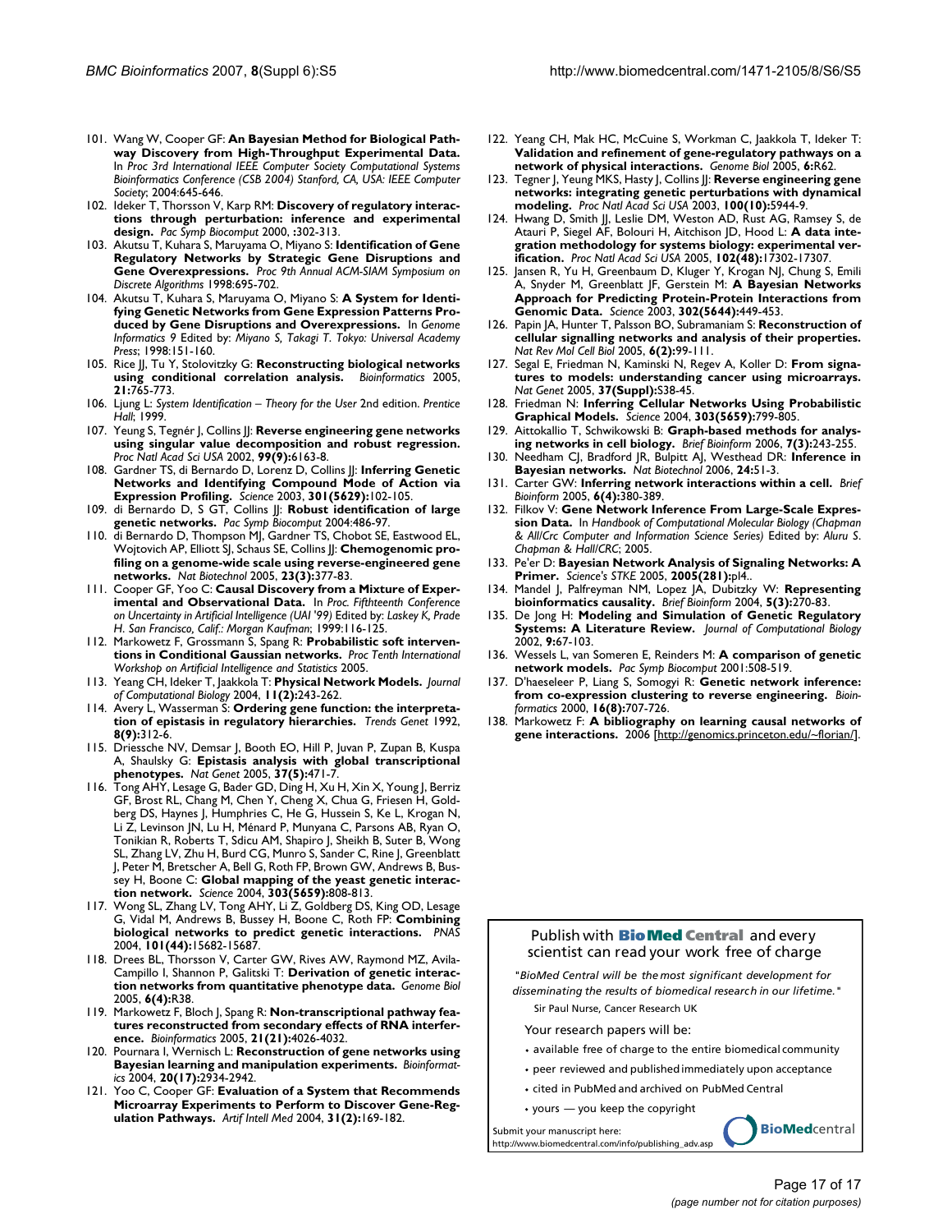101. Wang W, Cooper GF: **An Bayesian Method for Biological Pathway Discovery from High-Throughput Experimental Data.** In *Proc 3rd International IEEE Computer Society Computational Systems Bioinformatics Conference (CSB 2004) Stanford, CA, USA: IEEE Computer Society*; 2004:645-646.
102. Ideker T, Thorsson V, Karp RM: **Discovery of regulatory interactions through perturbation: inference and experimental design.** *Pac Symp Biocomput* 2000, **:**302-313.
103. Akutsu T, Kuhara S, Maruyama O, Miyano S: **Identification of Gene Regulatory Networks by Strategic Gene Disruptions and Gene Overexpressions.** *Proc 9th Annual ACM-SIAM Symposium on Discrete Algorithms* 1998:695-702.
104. Akutsu T, Kuhara S, Maruyama O, Miyano S: **A System for Identifying Genetic Networks from Gene Expression Patterns Produced by Gene Disruptions and Overexpressions.** In *Genome Informatics 9* Edited by: *Miyano S, Takagi T. Tokyo: Universal Academy Press*; 1998:151-160.
105. Rice JJ, Tu Y, Stolovitzky G: **Reconstructing biological networks using conditional correlation analysis.** *Bioinformatics* 2005, **21:**765-773.
106. Ljung L: *System Identification – Theory for the User* 2nd edition. *Prentice Hall*; 1999.
107. Yeung S, Tegnér J, Collins JJ: **Reverse engineering gene networks using singular value decomposition and robust regression.** *Proc Natl Acad Sci USA* 2002, **99(9):**6163-8.
108. Gardner TS, di Bernardo D, Lorenz D, Collins JJ: **Inferring Genetic Networks and Identifying Compound Mode of Action via Expression Profiling.** *Science* 2003, **301(5629):**102-105.
109. di Bernardo D, S GT, Collins JJ: **Robust identification of large genetic networks.** *Pac Symp Biocomput* 2004:486-97.
110. di Bernardo D, Thompson MJ, Gardner TS, Chobot SE, Eastwood EL, Wojtovich AP, Elliott SJ, Schaus SE, Collins JJ: **Chemogenomic profiling on a genome-wide scale using reverse-engineered gene networks.** *Nat Biotechnol* 2005, **23(3):**377-83.
111. Cooper GF, Yoo C: **Causal Discovery from a Mixture of Experimental and Observational Data.** In *Proc. Fifthteenth Conference on Uncertainty in Artificial Intelligence (UAI '99)* Edited by: *Laskey K, Prade H. San Francisco, Calif.: Morgan Kaufman*; 1999:116-125.
112. Markowetz F, Grossmann S, Spang R: **Probabilistic soft interventions in Conditional Gaussian networks.** *Proc Tenth International Workshop on Artificial Intelligence and Statistics* 2005.
113. Yeang CH, Ideker T, Jaakkola T: **Physical Network Models.** *Journal of Computational Biology* 2004, **11(2):**243-262.
114. Avery L, Wasserman S: **Ordering gene function: the interpretation of epistasis in regulatory hierarchies.** *Trends Genet* 1992, **8(9):**312-6.
115. Driessche NV, Demsar J, Booth EO, Hill P, Juvan P, Zupan B, Kuspa A, Shaulsky G: **Epistasis analysis with global transcriptional phenotypes.** *Nat Genet* 2005, **37(5):**471-7.
116. Tong AHY, Lesage G, Bader GD, Ding H, Xu H, Xin X, Young J, Berriz GF, Brost RL, Chang M, Chen Y, Cheng X, Chua G, Friesen H, Goldberg DS, Haynes J, Humphries C, He G, Hussein S, Ke L, Krogan N, Li Z, Levinson JN, Lu H, Ménard P, Munyana C, Parsons AB, Ryan O, Tonikian R, Roberts T, Sdicu AM, Shapiro J, Sheikh B, Suter B, Wong SL, Zhang LV, Zhu H, Burd CG, Munro S, Sander C, Rine J, Greenblatt J, Peter M, Bretscher A, Bell G, Roth FP, Brown GW, Andrews B, Bussey H, Boone C: **Global mapping of the yeast genetic interaction network.** *Science* 2004, **303(5659):**808-813.
117. Wong SL, Zhang LV, Tong AHY, Li Z, Goldberg DS, King OD, Lesage G, Vidal M, Andrews B, Bussey H, Boone C, Roth FP: **Combining biological networks to predict genetic interactions.** *PNAS* 2004, **101(44):**15682-15687.
118. Drees BL, Thorsson V, Carter GW, Rives AW, Raymond MZ, Avila-Campillo I, Shannon P, Galitski T: **Derivation of genetic interaction networks from quantitative phenotype data.** *Genome Biol* 2005, **6(4):**R38.
119. Markowetz F, Bloch J, Spang R: **Non-transcriptional pathway features reconstructed from secondary effects of RNA interference.** *Bioinformatics* 2005, **21(21):**4026-4032.
120. Pournara I, Wernisch L: **Reconstruction of gene networks using Bayesian learning and manipulation experiments.** *Bioinformatics* 2004, **20(17):**2934-2942.
121. Yoo C, Cooper GF: **Evaluation of a System that Recommends Microarray Experiments to Perform to Discover Gene-Regulation Pathways.** *Artif Intell Med* 2004, **31(2):**169-182.
122. Yeang CH, Mak HC, McCuine S, Workman C, Jaakkola T, Ideker T: **Validation and refinement of gene-regulatory pathways on a network of physical interactions.** *Genome Biol* 2005, **6:**R62.
123. Tegner J, Yeung MKS, Hasty J, Collins JJ: **Reverse engineering gene networks: integrating genetic perturbations with dynamical modeling.** *Proc Natl Acad Sci USA* 2003, **100(10):**5944-9.
124. Hwang D, Smith JJ, Leslie DM, Weston AD, Rust AG, Ramsey S, de Atauri P, Siegel AF, Bolouri H, Aitchison JD, Hood L: **A data integration methodology for systems biology: experimental verification.** *Proc Natl Acad Sci USA* 2005, **102(48):**17302-17307.
125. Jansen R, Yu H, Greenbaum D, Kluger Y, Krogan NJ, Chung S, Emili A, Snyder M, Greenblatt JF, Gerstein M: **A Bayesian Networks Approach for Predicting Protein-Protein Interactions from Genomic Data.** *Science* 2003, **302(5644):**449-453.
126. Papin JA, Hunter T, Palsson BO, Subramaniam S: **Reconstruction of cellular signalling networks and analysis of their properties.** *Nat Rev Mol Cell Biol* 2005, **6(2):**99-111.
127. Segal E, Friedman N, Kaminski N, Regev A, Koller D: **From signatures to models: understanding cancer using microarrays.** *Nat Genet* 2005, **37(Suppl):**S38-45.
128. Friedman N: **Inferring Cellular Networks Using Probabilistic Graphical Models.** *Science* 2004, **303(5659):**799-805.
129. Aittokallio T, Schwikowski B: **Graph-based methods for analysing networks in cell biology.** *Brief Bioinform* 2006, **7(3):**243-255.
130. Needham CJ, Bradford JR, Bulpitt AJ, Westhead DR: **Inference in Bayesian networks.** *Nat Biotechnol* 2006, **24:**51-3.
131. Carter GW: **Inferring network interactions within a cell.** *Brief Bioinform* 2005, **6(4):**380-389.
132. Filkov V: **Gene Network Inference From Large-Scale Expression Data.** In *Handbook of Computational Molecular Biology (Chapman & All/Crc Computer and Information Science Series)* Edited by: *Aluru S. Chapman & Hall/CRC*; 2005.
133. Pe'er D: **Bayesian Network Analysis of Signaling Networks: A Primer.** *Science's STKE* 2005, **2005(281):**pl4..
134. Mandel J, Palfreyman NM, Lopez JA, Dubitzky W: **Representing bioinformatics causality.** *Brief Bioinform* 2004, **5(3):**270-83.
135. De Jong H: **Modeling and Simulation of Genetic Regulatory Systems: A Literature Review.** *Journal of Computational Biology* 2002, **9:**67-103.
136. Wessels L, van Someren E, Reinders M: **A comparison of genetic network models.** *Pac Symp Biocomput* 2001:508-519.
137. D'haeseleer P, Liang S, Somogyi R: **Genetic network inference: from co-expression clustering to reverse engineering.** *Bioinformatics* 2000, **16(8):**707-726.
138. Markowetz F: **A bibliography on learning causal networks of gene interactions.** 2006 [http://genomics.princeton.edu/~florian/].

Publish with **BioMed Central** and every scientist can read your work free of charge

*"BioMed Central will be the most significant development for disseminating the results of biomedical research in our lifetime."*

Sir Paul Nurse, Cancer Research UK

Your research papers will be:

- available free of charge to the entire biomedical community
- peer reviewed and published immediately upon acceptance
- cited in PubMed and archived on PubMed Central
- yours — you keep the copyright

Submit your manuscript here:
http://www.biomedcentral.com/info/publishing_adv.asp

BioMedcentral